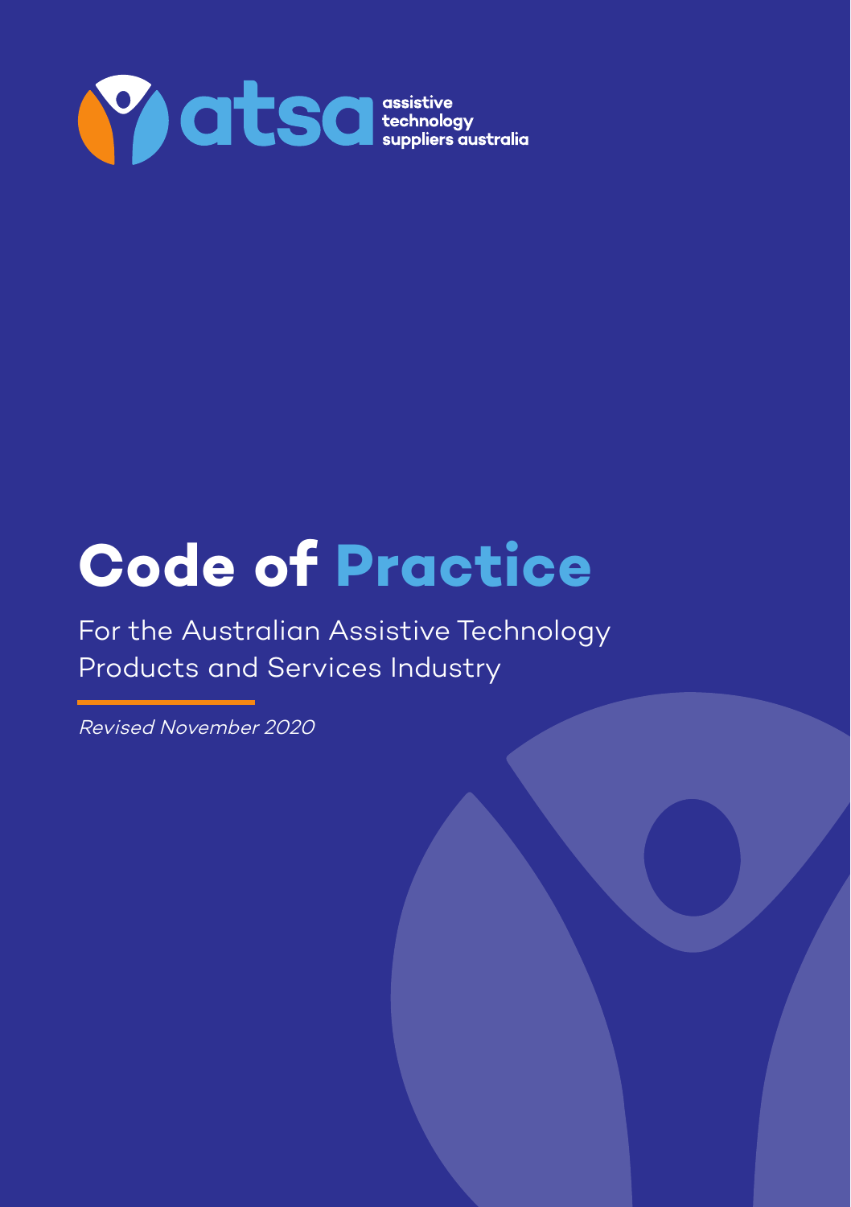atsa assistive technology suppliers australia

# Code of Practice

For the Australian Assistive Technology Products and Services Industry

*Revised November 2020*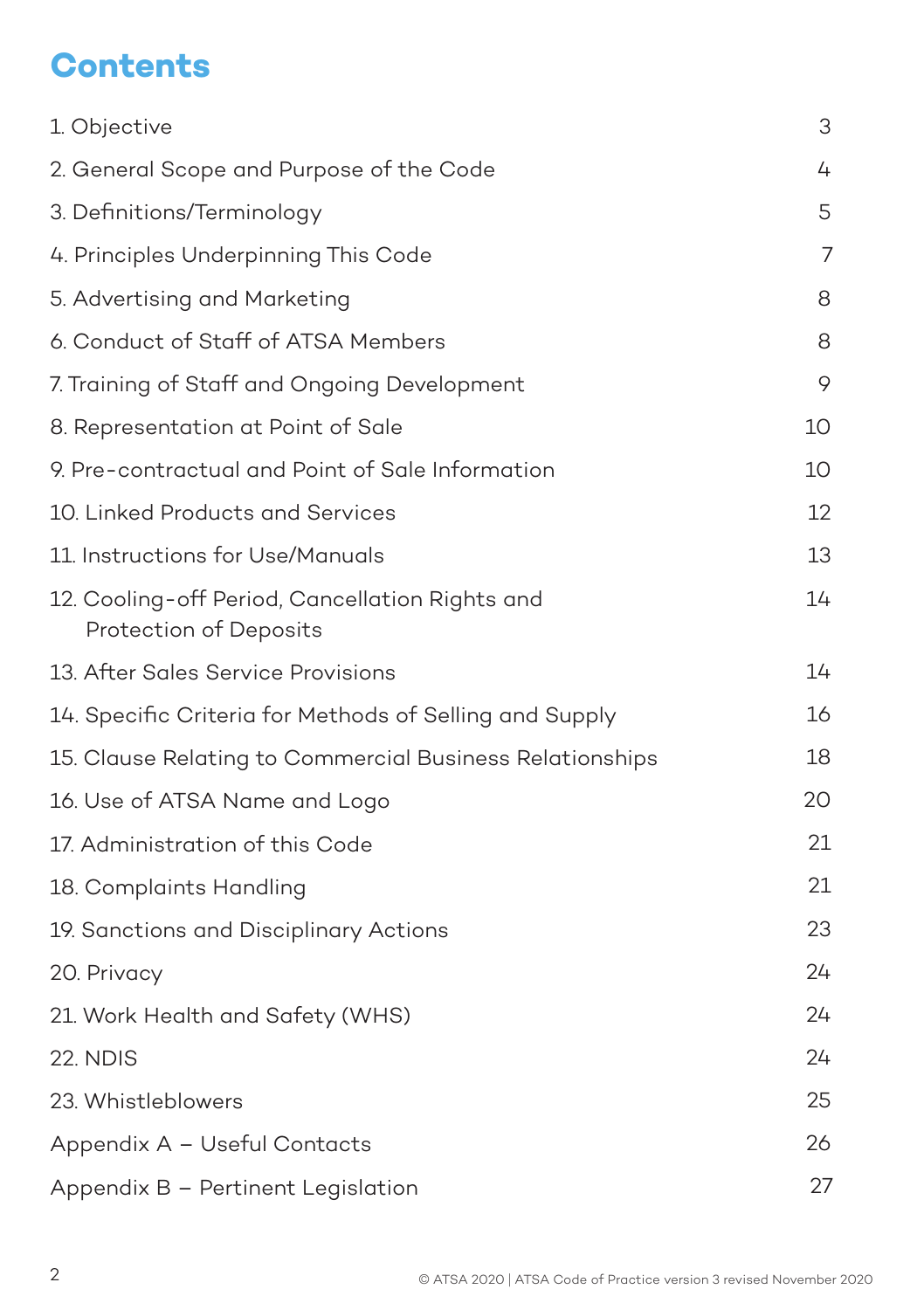# Contents

| | |
|---|---|
| 1. Objective | 3 |
| 2. General Scope and Purpose of the Code | 4 |
| 3. Definitions/Terminology | 5 |
| 4. Principles Underpinning This Code | 7 |
| 5. Advertising and Marketing | 8 |
| 6. Conduct of Staff of ATSA Members | 8 |
| 7. Training of Staff and Ongoing Development | 9 |
| 8. Representation at Point of Sale | 10 |
| 9. Pre-contractual and Point of Sale Information | 10 |
| 10. Linked Products and Services | 12 |
| 11. Instructions for Use/Manuals | 13 |
| 12. Cooling-off Period, Cancellation Rights and Protection of Deposits | 14 |
| 13. After Sales Service Provisions | 14 |
| 14. Specific Criteria for Methods of Selling and Supply | 16 |
| 15. Clause Relating to Commercial Business Relationships | 18 |
| 16. Use of ATSA Name and Logo | 20 |
| 17. Administration of this Code | 21 |
| 18. Complaints Handling | 21 |
| 19. Sanctions and Disciplinary Actions | 23 |
| 20. Privacy | 24 |
| 21. Work Health and Safety (WHS) | 24 |
| 22. NDIS | 24 |
| 23. Whistleblowers | 25 |
| Appendix A – Useful Contacts | 26 |
| Appendix B – Pertinent Legislation | 27 |

© ATSA 2020 | ATSA Code of Practice version 3 revised November 2020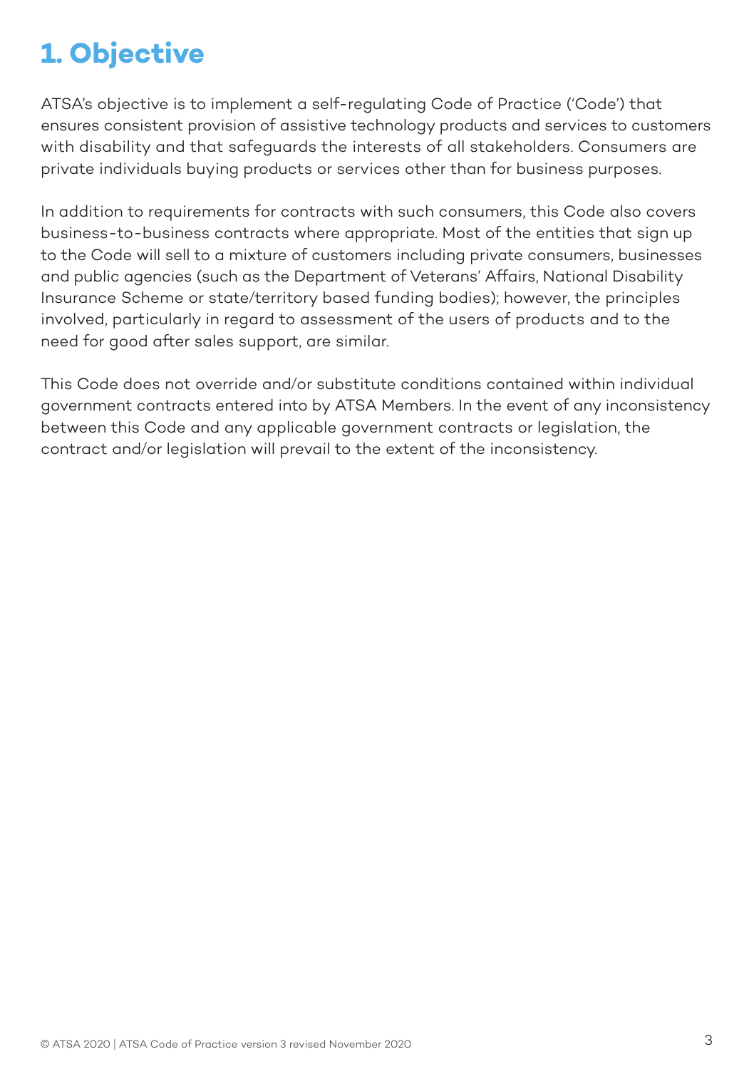# 1. Objective

ATSA's objective is to implement a self-regulating Code of Practice ('Code') that ensures consistent provision of assistive technology products and services to customers with disability and that safeguards the interests of all stakeholders. Consumers are private individuals buying products or services other than for business purposes.

In addition to requirements for contracts with such consumers, this Code also covers business-to-business contracts where appropriate. Most of the entities that sign up to the Code will sell to a mixture of customers including private consumers, businesses and public agencies (such as the Department of Veterans' Affairs, National Disability Insurance Scheme or state/territory based funding bodies); however, the principles involved, particularly in regard to assessment of the users of products and to the need for good after sales support, are similar.

This Code does not override and/or substitute conditions contained within individual government contracts entered into by ATSA Members. In the event of any inconsistency between this Code and any applicable government contracts or legislation, the contract and/or legislation will prevail to the extent of the inconsistency.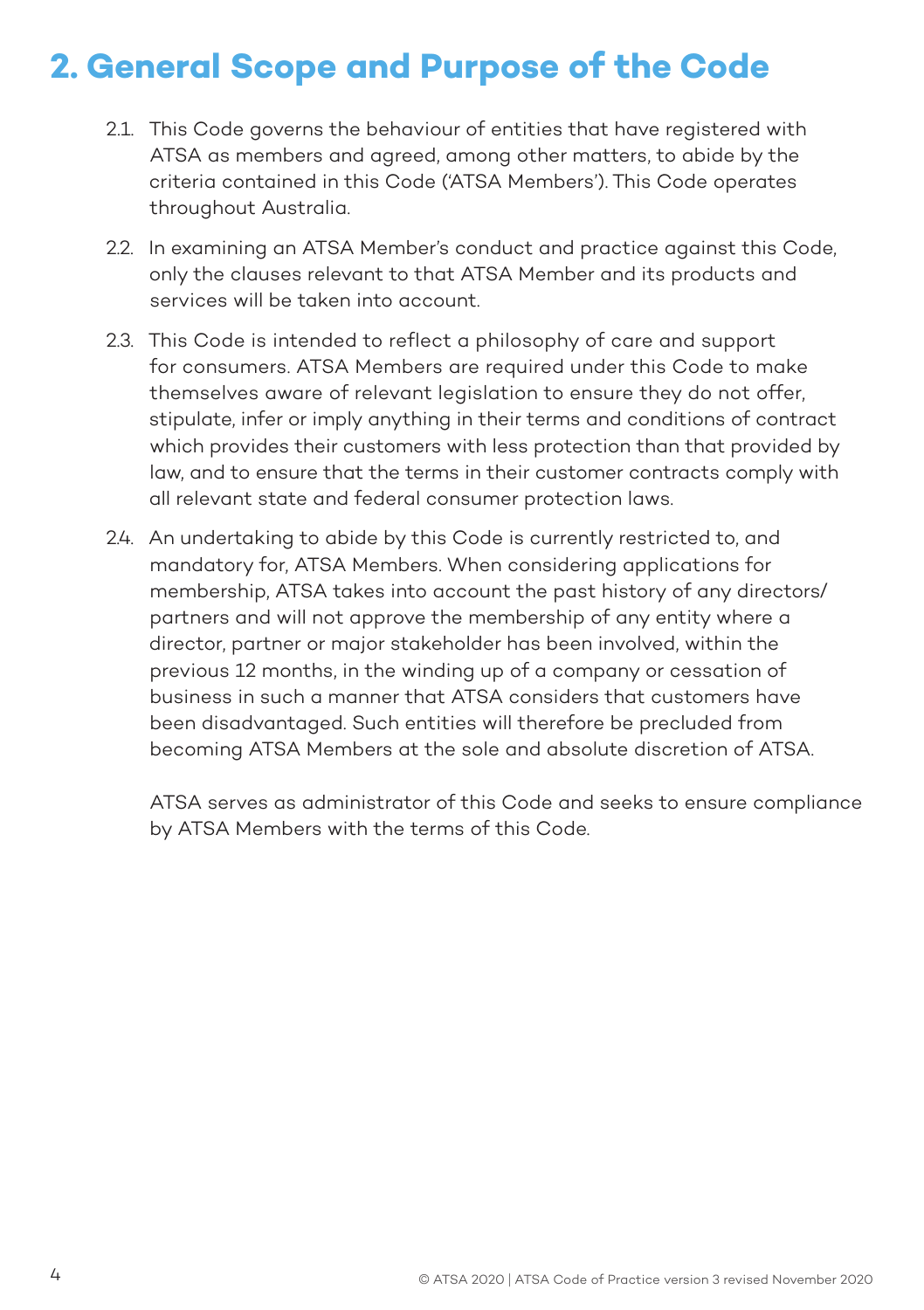# 2. General Scope and Purpose of the Code

2.1. This Code governs the behaviour of entities that have registered with ATSA as members and agreed, among other matters, to abide by the criteria contained in this Code ('ATSA Members'). This Code operates throughout Australia.

2.2. In examining an ATSA Member's conduct and practice against this Code, only the clauses relevant to that ATSA Member and its products and services will be taken into account.

2.3. This Code is intended to reflect a philosophy of care and support for consumers. ATSA Members are required under this Code to make themselves aware of relevant legislation to ensure they do not offer, stipulate, infer or imply anything in their terms and conditions of contract which provides their customers with less protection than that provided by law, and to ensure that the terms in their customer contracts comply with all relevant state and federal consumer protection laws.

2.4. An undertaking to abide by this Code is currently restricted to, and mandatory for, ATSA Members. When considering applications for membership, ATSA takes into account the past history of any directors/partners and will not approve the membership of any entity where a director, partner or major stakeholder has been involved, within the previous 12 months, in the winding up of a company or cessation of business in such a manner that ATSA considers that customers have been disadvantaged. Such entities will therefore be precluded from becoming ATSA Members at the sole and absolute discretion of ATSA.

ATSA serves as administrator of this Code and seeks to ensure compliance by ATSA Members with the terms of this Code.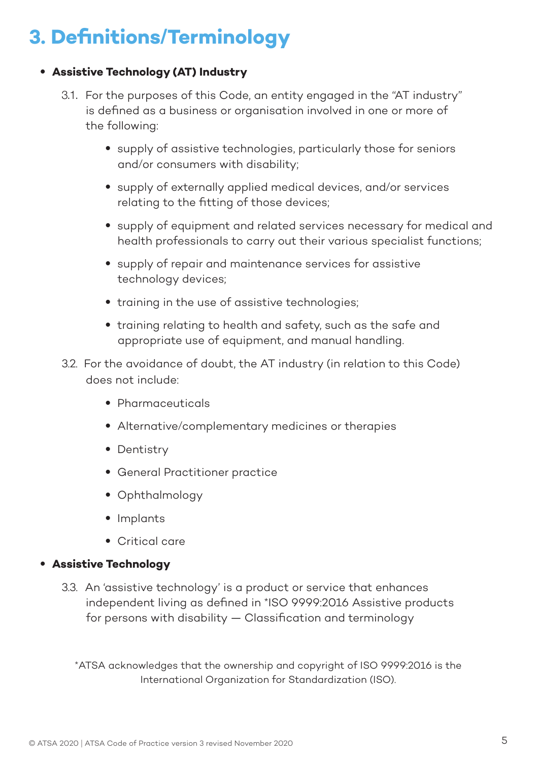# 3. Definitions/Terminology

- **Assistive Technology (AT) Industry**

  3.1. For the purposes of this Code, an entity engaged in the "AT industry" is defined as a business or organisation involved in one or more of the following:

  - supply of assistive technologies, particularly those for seniors and/or consumers with disability;
  - supply of externally applied medical devices, and/or services relating to the fitting of those devices;
  - supply of equipment and related services necessary for medical and health professionals to carry out their various specialist functions;
  - supply of repair and maintenance services for assistive technology devices;
  - training in the use of assistive technologies;
  - training relating to health and safety, such as the safe and appropriate use of equipment, and manual handling.

  3.2. For the avoidance of doubt, the AT industry (in relation to this Code) does not include:

  - Pharmaceuticals
  - Alternative/complementary medicines or therapies
  - Dentistry
  - General Practitioner practice
  - Ophthalmology
  - Implants
  - Critical care

- **Assistive Technology**

  3.3. An 'assistive technology' is a product or service that enhances independent living as defined in *ISO 9999:2016 Assistive products for persons with disability — Classification and terminology

*ATSA acknowledges that the ownership and copyright of ISO 9999:2016 is the International Organization for Standardization (ISO).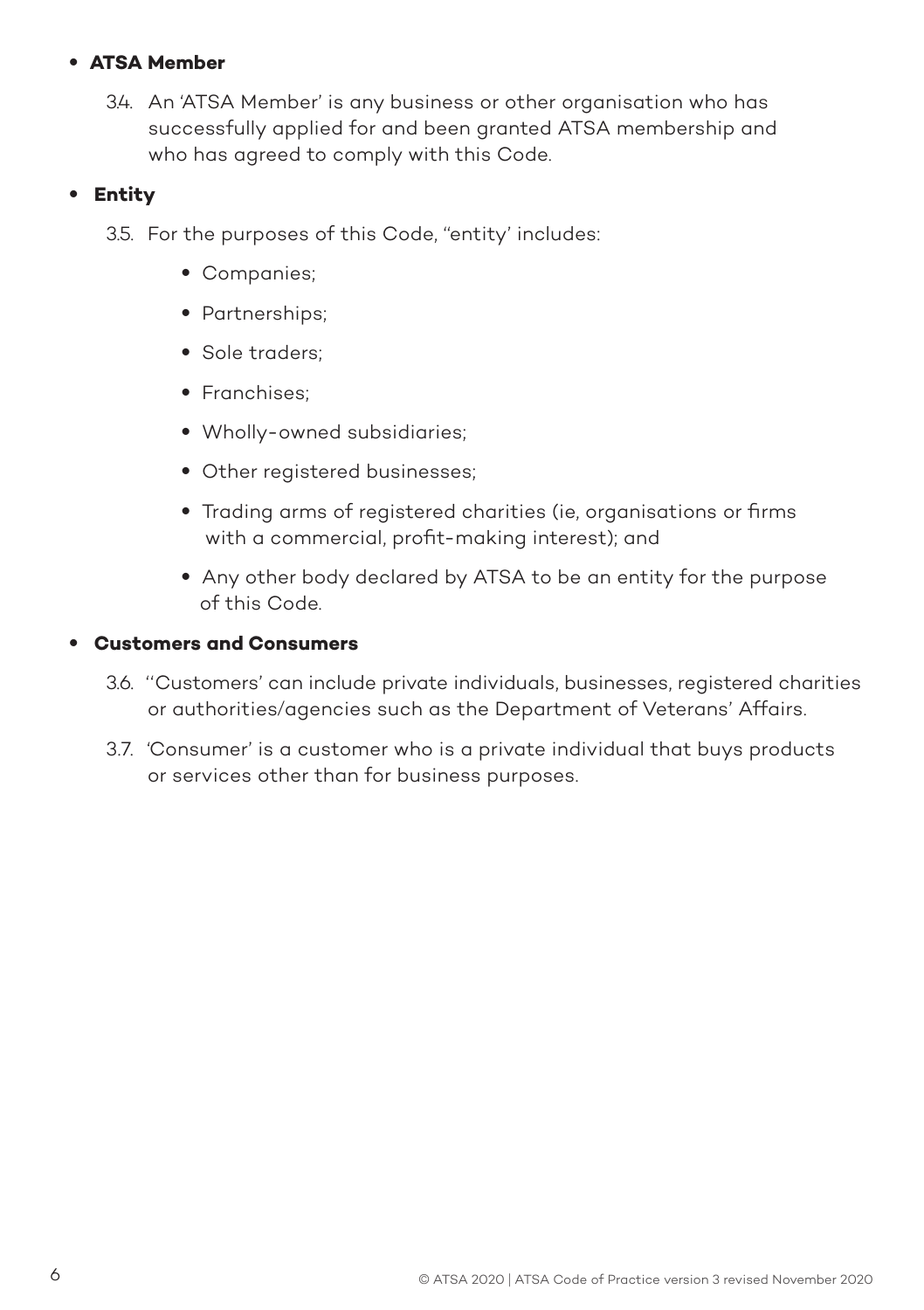- **ATSA Member**

  3.4. An 'ATSA Member' is any business or other organisation who has successfully applied for and been granted ATSA membership and who has agreed to comply with this Code.

- **Entity**

  3.5. For the purposes of this Code, "entity' includes:

  - Companies;
  - Partnerships;
  - Sole traders;
  - Franchises;
  - Wholly-owned subsidiaries;
  - Other registered businesses;
  - Trading arms of registered charities (ie, organisations or firms with a commercial, profit-making interest); and
  - Any other body declared by ATSA to be an entity for the purpose of this Code.

- **Customers and Consumers**

  3.6. ''Customers' can include private individuals, businesses, registered charities or authorities/agencies such as the Department of Veterans' Affairs.

  3.7. 'Consumer' is a customer who is a private individual that buys products or services other than for business purposes.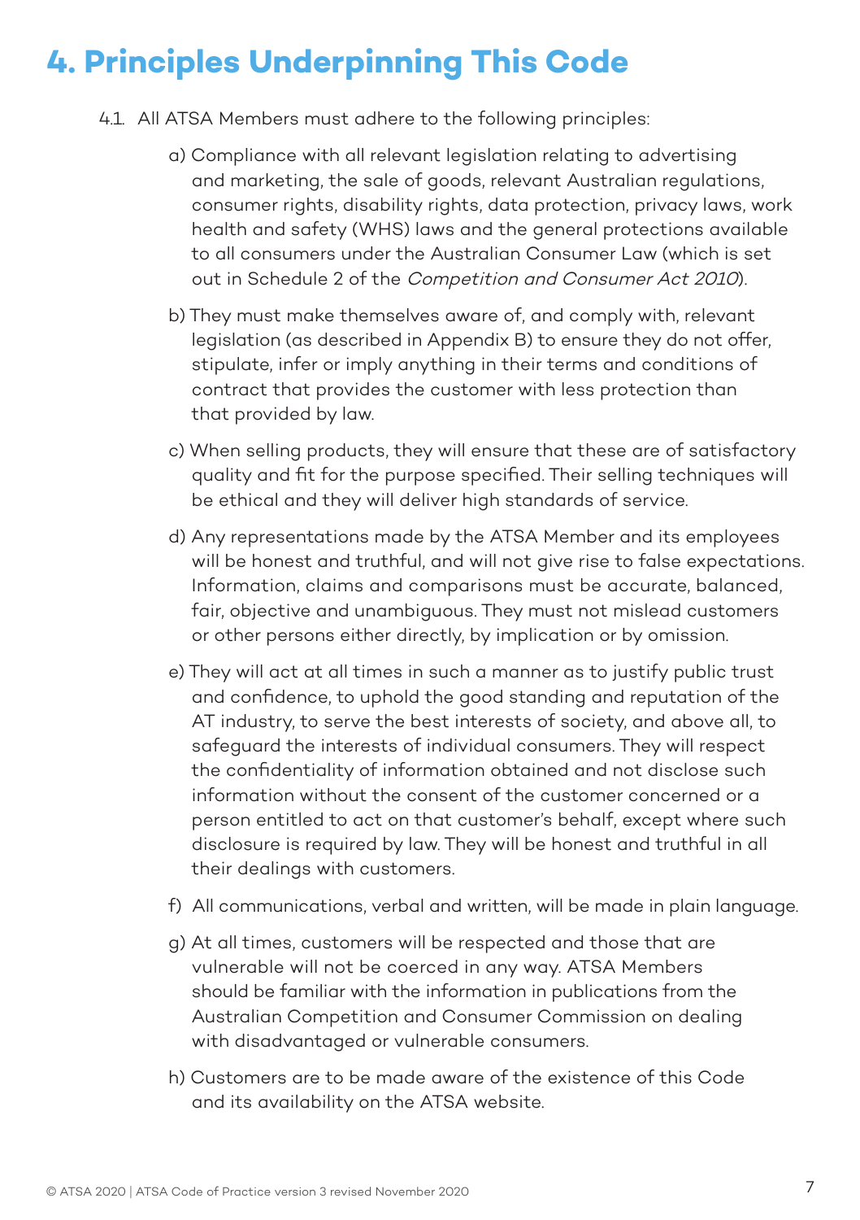# 4. Principles Underpinning This Code

4.1. All ATSA Members must adhere to the following principles:

a) Compliance with all relevant legislation relating to advertising and marketing, the sale of goods, relevant Australian regulations, consumer rights, disability rights, data protection, privacy laws, work health and safety (WHS) laws and the general protections available to all consumers under the Australian Consumer Law (which is set out in Schedule 2 of the *Competition and Consumer Act 2010*).

b) They must make themselves aware of, and comply with, relevant legislation (as described in Appendix B) to ensure they do not offer, stipulate, infer or imply anything in their terms and conditions of contract that provides the customer with less protection than that provided by law.

c) When selling products, they will ensure that these are of satisfactory quality and fit for the purpose specified. Their selling techniques will be ethical and they will deliver high standards of service.

d) Any representations made by the ATSA Member and its employees will be honest and truthful, and will not give rise to false expectations. Information, claims and comparisons must be accurate, balanced, fair, objective and unambiguous. They must not mislead customers or other persons either directly, by implication or by omission.

e) They will act at all times in such a manner as to justify public trust and confidence, to uphold the good standing and reputation of the AT industry, to serve the best interests of society, and above all, to safeguard the interests of individual consumers. They will respect the confidentiality of information obtained and not disclose such information without the consent of the customer concerned or a person entitled to act on that customer's behalf, except where such disclosure is required by law. They will be honest and truthful in all their dealings with customers.

f) All communications, verbal and written, will be made in plain language.

g) At all times, customers will be respected and those that are vulnerable will not be coerced in any way. ATSA Members should be familiar with the information in publications from the Australian Competition and Consumer Commission on dealing with disadvantaged or vulnerable consumers.

h) Customers are to be made aware of the existence of this Code and its availability on the ATSA website.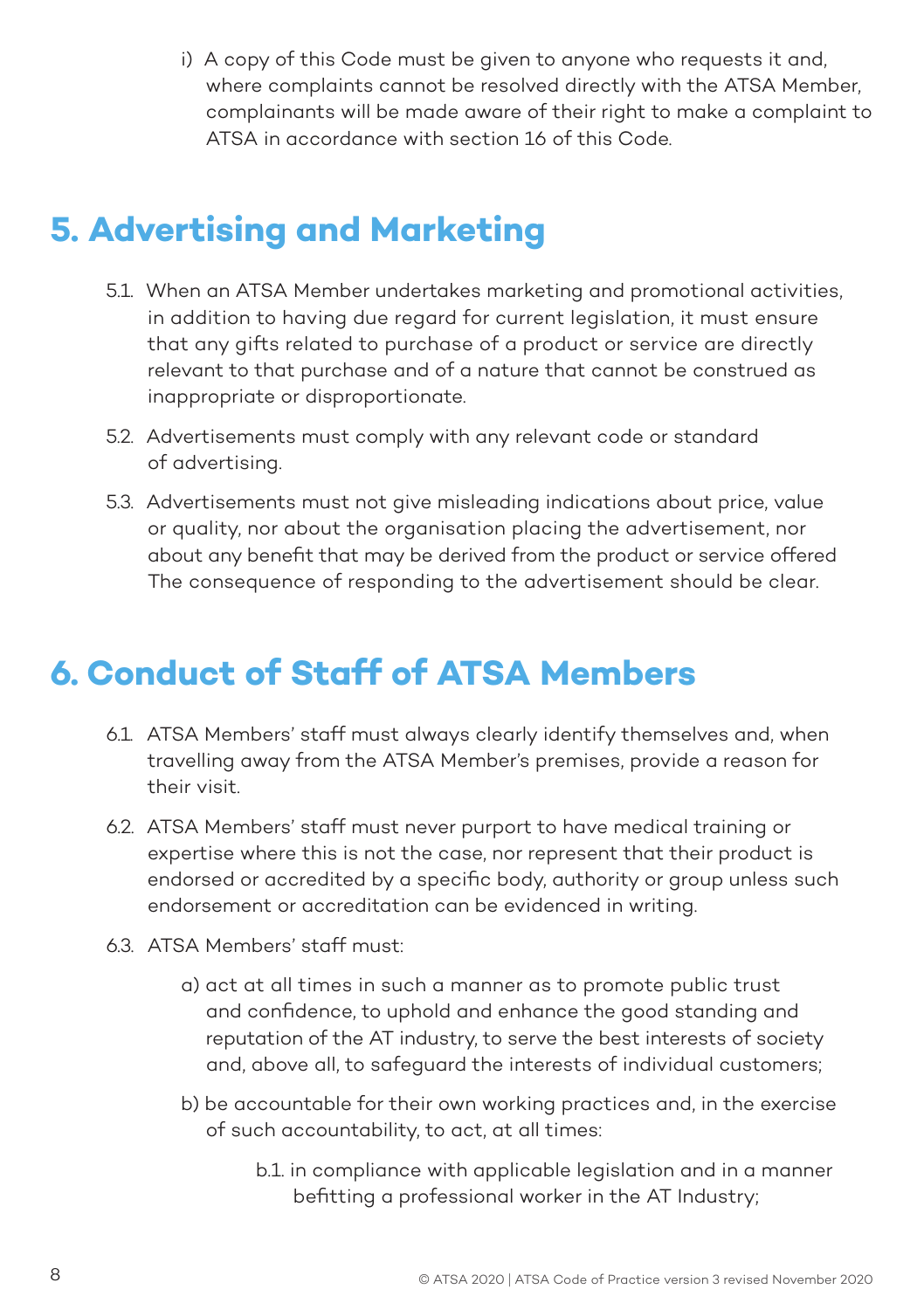i) A copy of this Code must be given to anyone who requests it and, where complaints cannot be resolved directly with the ATSA Member, complainants will be made aware of their right to make a complaint to ATSA in accordance with section 16 of this Code.

## 5. Advertising and Marketing

5.1. When an ATSA Member undertakes marketing and promotional activities, in addition to having due regard for current legislation, it must ensure that any gifts related to purchase of a product or service are directly relevant to that purchase and of a nature that cannot be construed as inappropriate or disproportionate.

5.2. Advertisements must comply with any relevant code or standard of advertising.

5.3. Advertisements must not give misleading indications about price, value or quality, nor about the organisation placing the advertisement, nor about any benefit that may be derived from the product or service offered The consequence of responding to the advertisement should be clear.

## 6. Conduct of Staff of ATSA Members

6.1. ATSA Members' staff must always clearly identify themselves and, when travelling away from the ATSA Member's premises, provide a reason for their visit.

6.2. ATSA Members' staff must never purport to have medical training or expertise where this is not the case, nor represent that their product is endorsed or accredited by a specific body, authority or group unless such endorsement or accreditation can be evidenced in writing.

6.3. ATSA Members' staff must:

a) act at all times in such a manner as to promote public trust and confidence, to uphold and enhance the good standing and reputation of the AT industry, to serve the best interests of society and, above all, to safeguard the interests of individual customers;

b) be accountable for their own working practices and, in the exercise of such accountability, to act, at all times:

b.1. in compliance with applicable legislation and in a manner befitting a professional worker in the AT Industry;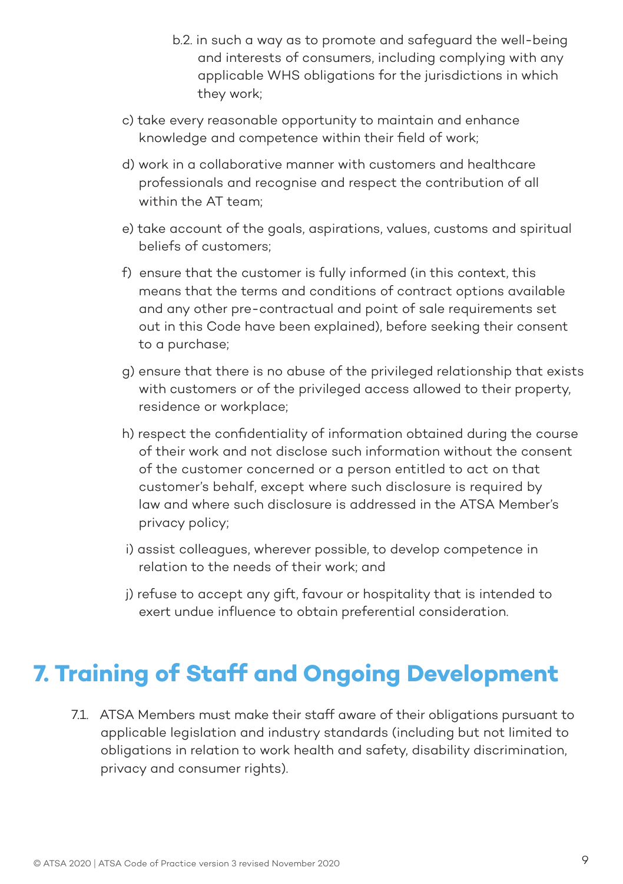b.2. in such a way as to promote and safeguard the well-being and interests of consumers, including complying with any applicable WHS obligations for the jurisdictions in which they work;

c) take every reasonable opportunity to maintain and enhance knowledge and competence within their field of work;

d) work in a collaborative manner with customers and healthcare professionals and recognise and respect the contribution of all within the AT team;

e) take account of the goals, aspirations, values, customs and spiritual beliefs of customers;

f) ensure that the customer is fully informed (in this context, this means that the terms and conditions of contract options available and any other pre-contractual and point of sale requirements set out in this Code have been explained), before seeking their consent to a purchase;

g) ensure that there is no abuse of the privileged relationship that exists with customers or of the privileged access allowed to their property, residence or workplace;

h) respect the confidentiality of information obtained during the course of their work and not disclose such information without the consent of the customer concerned or a person entitled to act on that customer's behalf, except where such disclosure is required by law and where such disclosure is addressed in the ATSA Member's privacy policy;

i) assist colleagues, wherever possible, to develop competence in relation to the needs of their work; and

j) refuse to accept any gift, favour or hospitality that is intended to exert undue influence to obtain preferential consideration.

# 7. Training of Staff and Ongoing Development

7.1. ATSA Members must make their staff aware of their obligations pursuant to applicable legislation and industry standards (including but not limited to obligations in relation to work health and safety, disability discrimination, privacy and consumer rights).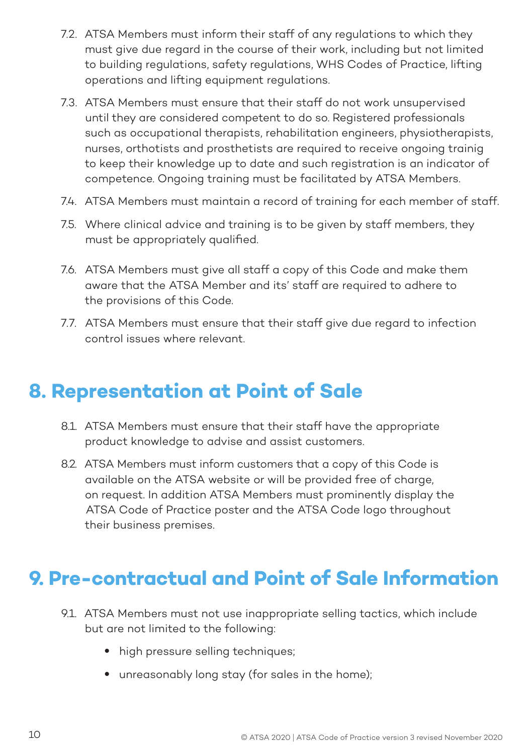7.2. ATSA Members must inform their staff of any regulations to which they must give due regard in the course of their work, including but not limited to building regulations, safety regulations, WHS Codes of Practice, lifting operations and lifting equipment regulations.

7.3. ATSA Members must ensure that their staff do not work unsupervised until they are considered competent to do so. Registered professionals such as occupational therapists, rehabilitation engineers, physiotherapists, nurses, orthotists and prosthetists are required to receive ongoing trainig to keep their knowledge up to date and such registration is an indicator of competence. Ongoing training must be facilitated by ATSA Members.

7.4. ATSA Members must maintain a record of training for each member of staff.

7.5. Where clinical advice and training is to be given by staff members, they must be appropriately qualified.

7.6. ATSA Members must give all staff a copy of this Code and make them aware that the ATSA Member and its' staff are required to adhere to the provisions of this Code.

7.7. ATSA Members must ensure that their staff give due regard to infection control issues where relevant.

## 8. Representation at Point of Sale

8.1. ATSA Members must ensure that their staff have the appropriate product knowledge to advise and assist customers.

8.2. ATSA Members must inform customers that a copy of this Code is available on the ATSA website or will be provided free of charge, on request. In addition ATSA Members must prominently display the ATSA Code of Practice poster and the ATSA Code logo throughout their business premises.

## 9. Pre-contractual and Point of Sale Information

9.1. ATSA Members must not use inappropriate selling tactics, which include but are not limited to the following:

- high pressure selling techniques;
- unreasonably long stay (for sales in the home);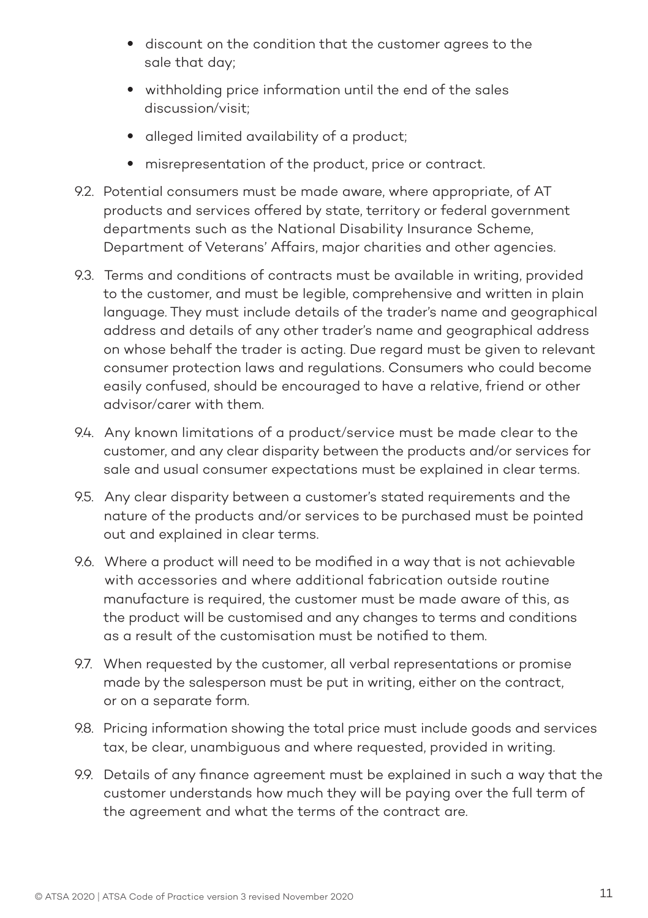- discount on the condition that the customer agrees to the sale that day;
- withholding price information until the end of the sales discussion/visit;
- alleged limited availability of a product;
- misrepresentation of the product, price or contract.

9.2. Potential consumers must be made aware, where appropriate, of AT products and services offered by state, territory or federal government departments such as the National Disability Insurance Scheme, Department of Veterans' Affairs, major charities and other agencies.

9.3. Terms and conditions of contracts must be available in writing, provided to the customer, and must be legible, comprehensive and written in plain language. They must include details of the trader's name and geographical address and details of any other trader's name and geographical address on whose behalf the trader is acting. Due regard must be given to relevant consumer protection laws and regulations. Consumers who could become easily confused, should be encouraged to have a relative, friend or other advisor/carer with them.

9.4. Any known limitations of a product/service must be made clear to the customer, and any clear disparity between the products and/or services for sale and usual consumer expectations must be explained in clear terms.

9.5. Any clear disparity between a customer's stated requirements and the nature of the products and/or services to be purchased must be pointed out and explained in clear terms.

9.6. Where a product will need to be modified in a way that is not achievable with accessories and where additional fabrication outside routine manufacture is required, the customer must be made aware of this, as the product will be customised and any changes to terms and conditions as a result of the customisation must be notified to them.

9.7. When requested by the customer, all verbal representations or promise made by the salesperson must be put in writing, either on the contract, or on a separate form.

9.8. Pricing information showing the total price must include goods and services tax, be clear, unambiguous and where requested, provided in writing.

9.9. Details of any finance agreement must be explained in such a way that the customer understands how much they will be paying over the full term of the agreement and what the terms of the contract are.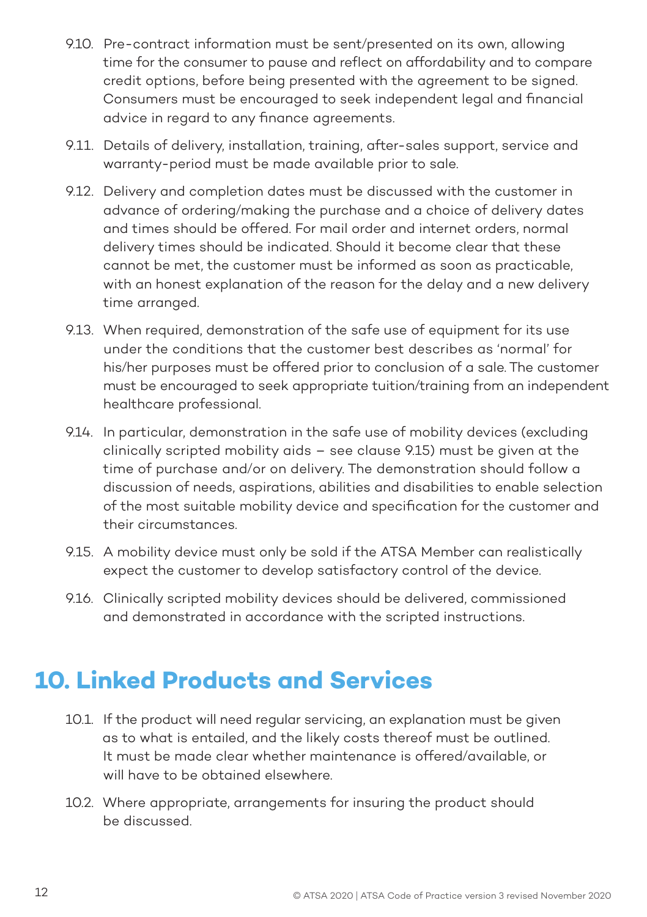9.10. Pre-contract information must be sent/presented on its own, allowing time for the consumer to pause and reflect on affordability and to compare credit options, before being presented with the agreement to be signed. Consumers must be encouraged to seek independent legal and financial advice in regard to any finance agreements.

9.11. Details of delivery, installation, training, after-sales support, service and warranty-period must be made available prior to sale.

9.12. Delivery and completion dates must be discussed with the customer in advance of ordering/making the purchase and a choice of delivery dates and times should be offered. For mail order and internet orders, normal delivery times should be indicated. Should it become clear that these cannot be met, the customer must be informed as soon as practicable, with an honest explanation of the reason for the delay and a new delivery time arranged.

9.13. When required, demonstration of the safe use of equipment for its use under the conditions that the customer best describes as 'normal' for his/her purposes must be offered prior to conclusion of a sale. The customer must be encouraged to seek appropriate tuition/training from an independent healthcare professional.

9.14. In particular, demonstration in the safe use of mobility devices (excluding clinically scripted mobility aids – see clause 9.15) must be given at the time of purchase and/or on delivery. The demonstration should follow a discussion of needs, aspirations, abilities and disabilities to enable selection of the most suitable mobility device and specification for the customer and their circumstances.

9.15. A mobility device must only be sold if the ATSA Member can realistically expect the customer to develop satisfactory control of the device.

9.16. Clinically scripted mobility devices should be delivered, commissioned and demonstrated in accordance with the scripted instructions.

## 10. Linked Products and Services

10.1. If the product will need regular servicing, an explanation must be given as to what is entailed, and the likely costs thereof must be outlined. It must be made clear whether maintenance is offered/available, or will have to be obtained elsewhere.

10.2. Where appropriate, arrangements for insuring the product should be discussed.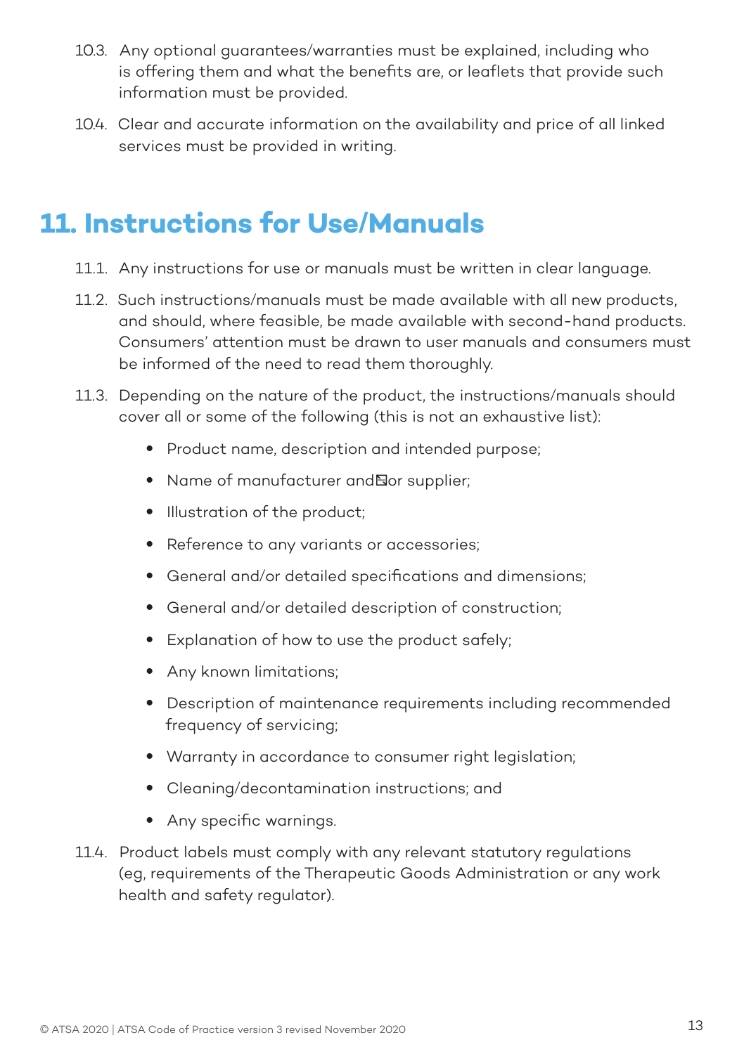10.3. Any optional guarantees/warranties must be explained, including who is offering them and what the benefits are, or leaflets that provide such information must be provided.

10.4. Clear and accurate information on the availability and price of all linked services must be provided in writing.

## 11. Instructions for Use/Manuals

11.1. Any instructions for use or manuals must be written in clear language.

11.2. Such instructions/manuals must be made available with all new products, and should, where feasible, be made available with second-hand products. Consumers' attention must be drawn to user manuals and consumers must be informed of the need to read them thoroughly.

11.3. Depending on the nature of the product, the instructions/manuals should cover all or some of the following (this is not an exhaustive list):

- Product name, description and intended purpose;
- Name of manufacturer and/or supplier;
- Illustration of the product;
- Reference to any variants or accessories;
- General and/or detailed specifications and dimensions;
- General and/or detailed description of construction;
- Explanation of how to use the product safely;
- Any known limitations;
- Description of maintenance requirements including recommended frequency of servicing;
- Warranty in accordance to consumer right legislation;
- Cleaning/decontamination instructions; and
- Any specific warnings.

11.4. Product labels must comply with any relevant statutory regulations (eg, requirements of the Therapeutic Goods Administration or any work health and safety regulator).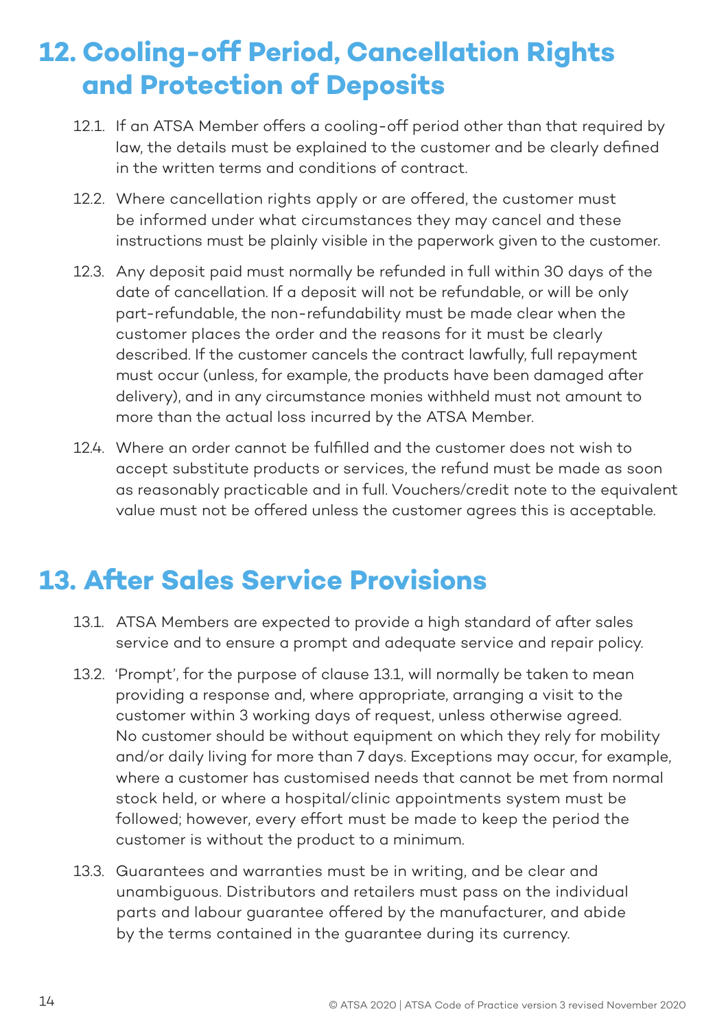## 12. Cooling-off Period, Cancellation Rights and Protection of Deposits

12.1. If an ATSA Member offers a cooling-off period other than that required by law, the details must be explained to the customer and be clearly defined in the written terms and conditions of contract.

12.2. Where cancellation rights apply or are offered, the customer must be informed under what circumstances they may cancel and these instructions must be plainly visible in the paperwork given to the customer.

12.3. Any deposit paid must normally be refunded in full within 30 days of the date of cancellation. If a deposit will not be refundable, or will be only part-refundable, the non-refundability must be made clear when the customer places the order and the reasons for it must be clearly described. If the customer cancels the contract lawfully, full repayment must occur (unless, for example, the products have been damaged after delivery), and in any circumstance monies withheld must not amount to more than the actual loss incurred by the ATSA Member.

12.4. Where an order cannot be fulfilled and the customer does not wish to accept substitute products or services, the refund must be made as soon as reasonably practicable and in full. Vouchers/credit note to the equivalent value must not be offered unless the customer agrees this is acceptable.

## 13. After Sales Service Provisions

13.1. ATSA Members are expected to provide a high standard of after sales service and to ensure a prompt and adequate service and repair policy.

13.2. 'Prompt', for the purpose of clause 13.1, will normally be taken to mean providing a response and, where appropriate, arranging a visit to the customer within 3 working days of request, unless otherwise agreed. No customer should be without equipment on which they rely for mobility and/or daily living for more than 7 days. Exceptions may occur, for example, where a customer has customised needs that cannot be met from normal stock held, or where a hospital/clinic appointments system must be followed; however, every effort must be made to keep the period the customer is without the product to a minimum.

13.3. Guarantees and warranties must be in writing, and be clear and unambiguous. Distributors and retailers must pass on the individual parts and labour guarantee offered by the manufacturer, and abide by the terms contained in the guarantee during its currency.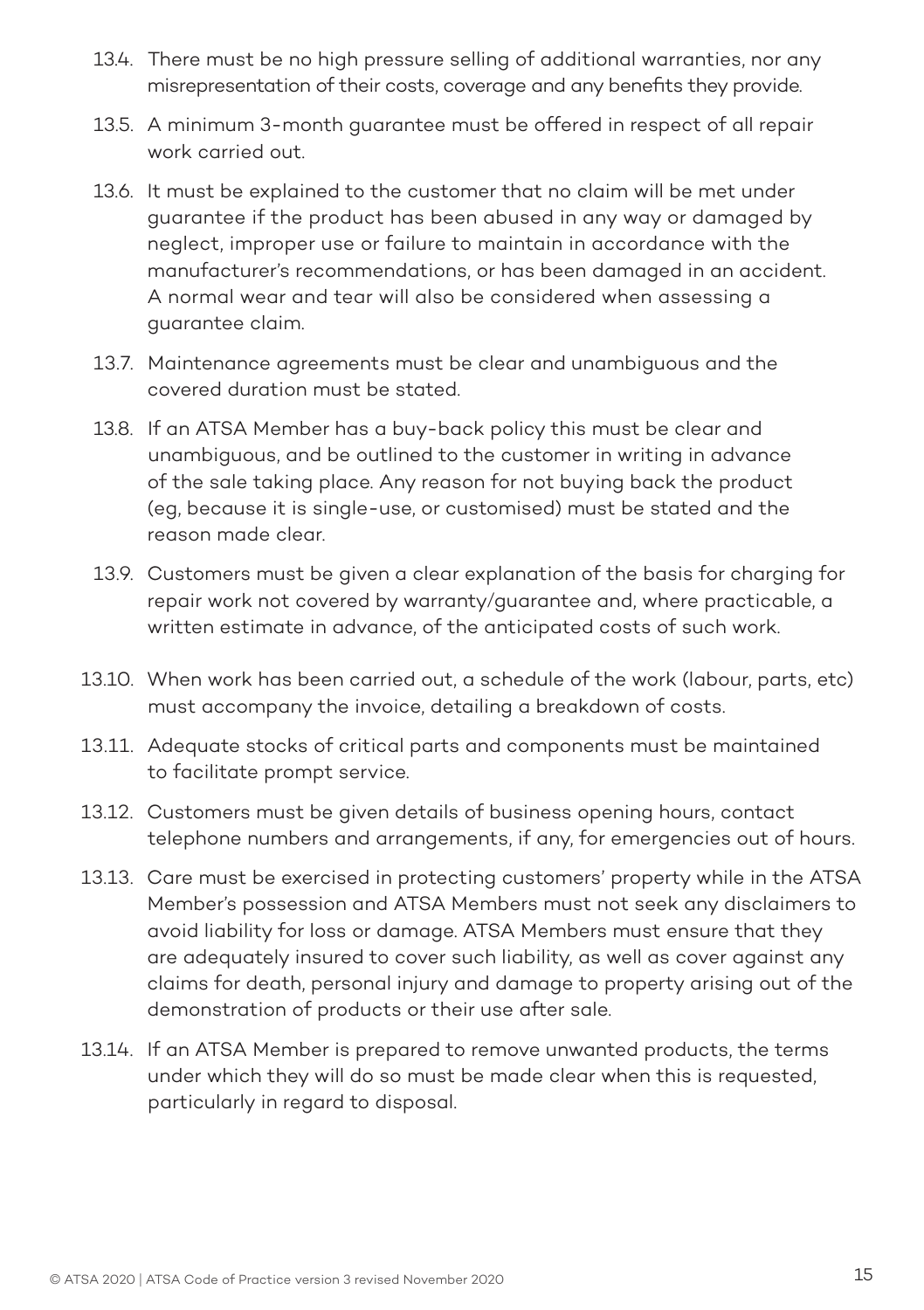13.4. There must be no high pressure selling of additional warranties, nor any misrepresentation of their costs, coverage and any benefits they provide.

13.5. A minimum 3-month guarantee must be offered in respect of all repair work carried out.

13.6. It must be explained to the customer that no claim will be met under guarantee if the product has been abused in any way or damaged by neglect, improper use or failure to maintain in accordance with the manufacturer's recommendations, or has been damaged in an accident. A normal wear and tear will also be considered when assessing a guarantee claim.

13.7. Maintenance agreements must be clear and unambiguous and the covered duration must be stated.

13.8. If an ATSA Member has a buy-back policy this must be clear and unambiguous, and be outlined to the customer in writing in advance of the sale taking place. Any reason for not buying back the product (eg, because it is single-use, or customised) must be stated and the reason made clear.

13.9. Customers must be given a clear explanation of the basis for charging for repair work not covered by warranty/guarantee and, where practicable, a written estimate in advance, of the anticipated costs of such work.

13.10. When work has been carried out, a schedule of the work (labour, parts, etc) must accompany the invoice, detailing a breakdown of costs.

13.11. Adequate stocks of critical parts and components must be maintained to facilitate prompt service.

13.12. Customers must be given details of business opening hours, contact telephone numbers and arrangements, if any, for emergencies out of hours.

13.13. Care must be exercised in protecting customers' property while in the ATSA Member's possession and ATSA Members must not seek any disclaimers to avoid liability for loss or damage. ATSA Members must ensure that they are adequately insured to cover such liability, as well as cover against any claims for death, personal injury and damage to property arising out of the demonstration of products or their use after sale.

13.14. If an ATSA Member is prepared to remove unwanted products, the terms under which they will do so must be made clear when this is requested, particularly in regard to disposal.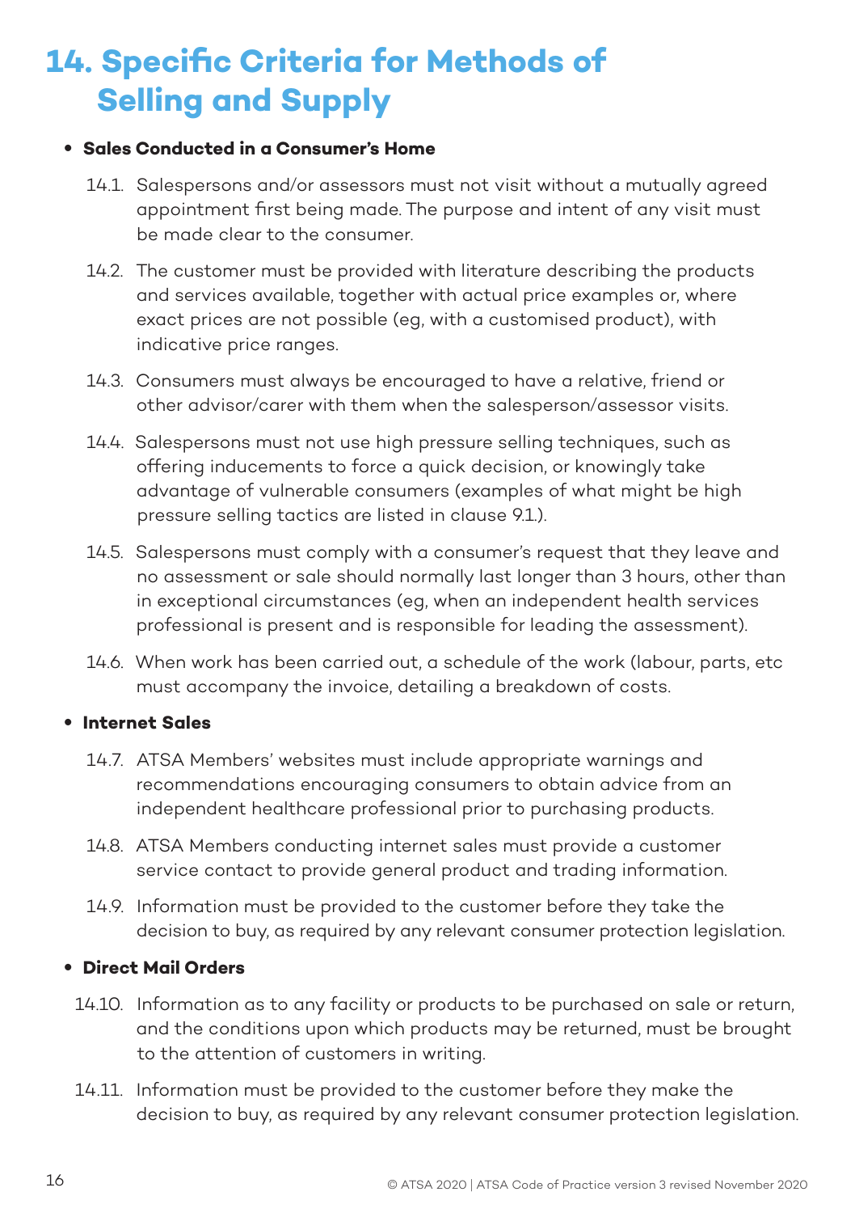# 14. Specific Criteria for Methods of Selling and Supply

- **Sales Conducted in a Consumer's Home**

14.1. Salespersons and/or assessors must not visit without a mutually agreed appointment first being made. The purpose and intent of any visit must be made clear to the consumer.

14.2. The customer must be provided with literature describing the products and services available, together with actual price examples or, where exact prices are not possible (eg, with a customised product), with indicative price ranges.

14.3. Consumers must always be encouraged to have a relative, friend or other advisor/carer with them when the salesperson/assessor visits.

14.4. Salespersons must not use high pressure selling techniques, such as offering inducements to force a quick decision, or knowingly take advantage of vulnerable consumers (examples of what might be high pressure selling tactics are listed in clause 9.1.).

14.5. Salespersons must comply with a consumer's request that they leave and no assessment or sale should normally last longer than 3 hours, other than in exceptional circumstances (eg, when an independent health services professional is present and is responsible for leading the assessment).

14.6. When work has been carried out, a schedule of the work (labour, parts, etc must accompany the invoice, detailing a breakdown of costs.

- **Internet Sales**

14.7. ATSA Members' websites must include appropriate warnings and recommendations encouraging consumers to obtain advice from an independent healthcare professional prior to purchasing products.

14.8. ATSA Members conducting internet sales must provide a customer service contact to provide general product and trading information.

14.9. Information must be provided to the customer before they take the decision to buy, as required by any relevant consumer protection legislation.

- **Direct Mail Orders**

14.10. Information as to any facility or products to be purchased on sale or return, and the conditions upon which products may be returned, must be brought to the attention of customers in writing.

14.11. Information must be provided to the customer before they make the decision to buy, as required by any relevant consumer protection legislation.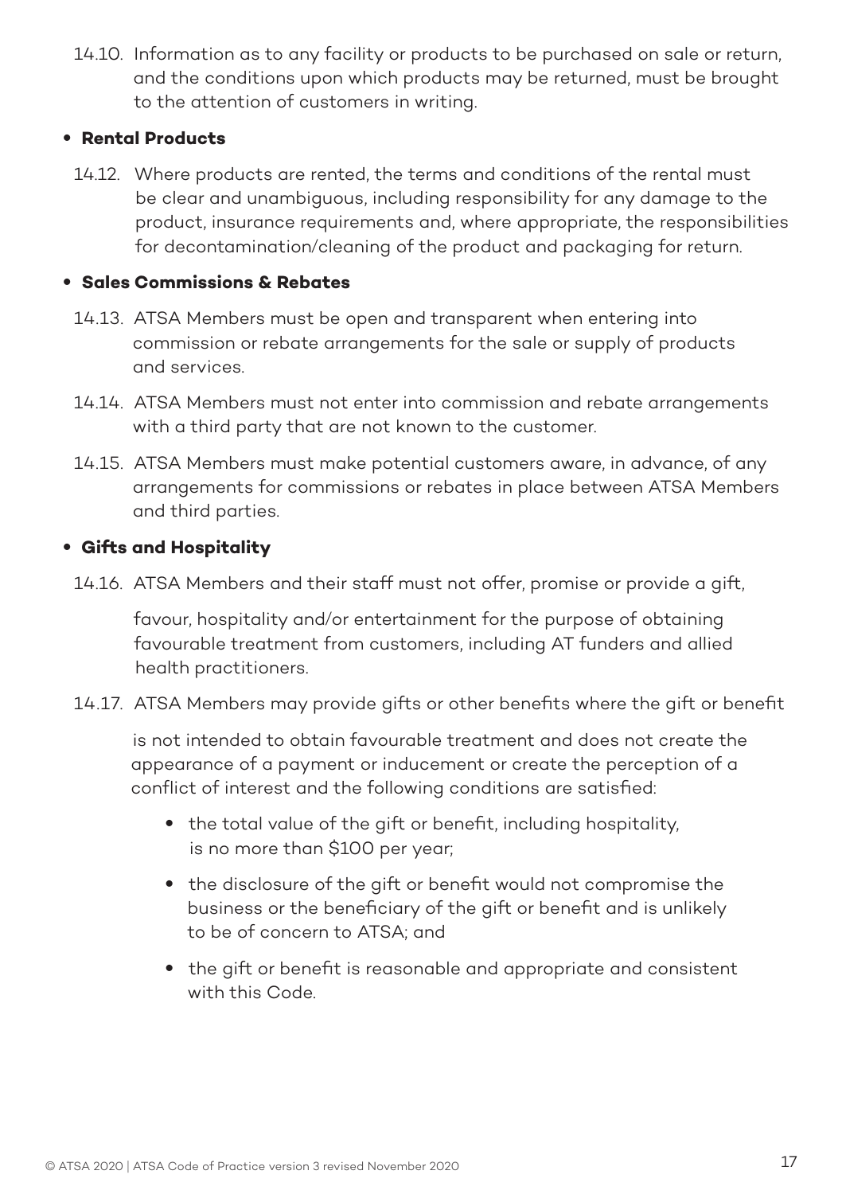14.10. Information as to any facility or products to be purchased on sale or return, and the conditions upon which products may be returned, must be brought to the attention of customers in writing.

- **Rental Products**

14.12. Where products are rented, the terms and conditions of the rental must be clear and unambiguous, including responsibility for any damage to the product, insurance requirements and, where appropriate, the responsibilities for decontamination/cleaning of the product and packaging for return.

- **Sales Commissions & Rebates**

14.13. ATSA Members must be open and transparent when entering into commission or rebate arrangements for the sale or supply of products and services.

14.14. ATSA Members must not enter into commission and rebate arrangements with a third party that are not known to the customer.

14.15. ATSA Members must make potential customers aware, in advance, of any arrangements for commissions or rebates in place between ATSA Members and third parties.

- **Gifts and Hospitality**

14.16. ATSA Members and their staff must not offer, promise or provide a gift, favour, hospitality and/or entertainment for the purpose of obtaining favourable treatment from customers, including AT funders and allied health practitioners.

14.17. ATSA Members may provide gifts or other benefits where the gift or benefit is not intended to obtain favourable treatment and does not create the appearance of a payment or inducement or create the perception of a conflict of interest and the following conditions are satisfied:

- the total value of the gift or benefit, including hospitality, is no more than $100 per year;
- the disclosure of the gift or benefit would not compromise the business or the beneficiary of the gift or benefit and is unlikely to be of concern to ATSA; and
- the gift or benefit is reasonable and appropriate and consistent with this Code.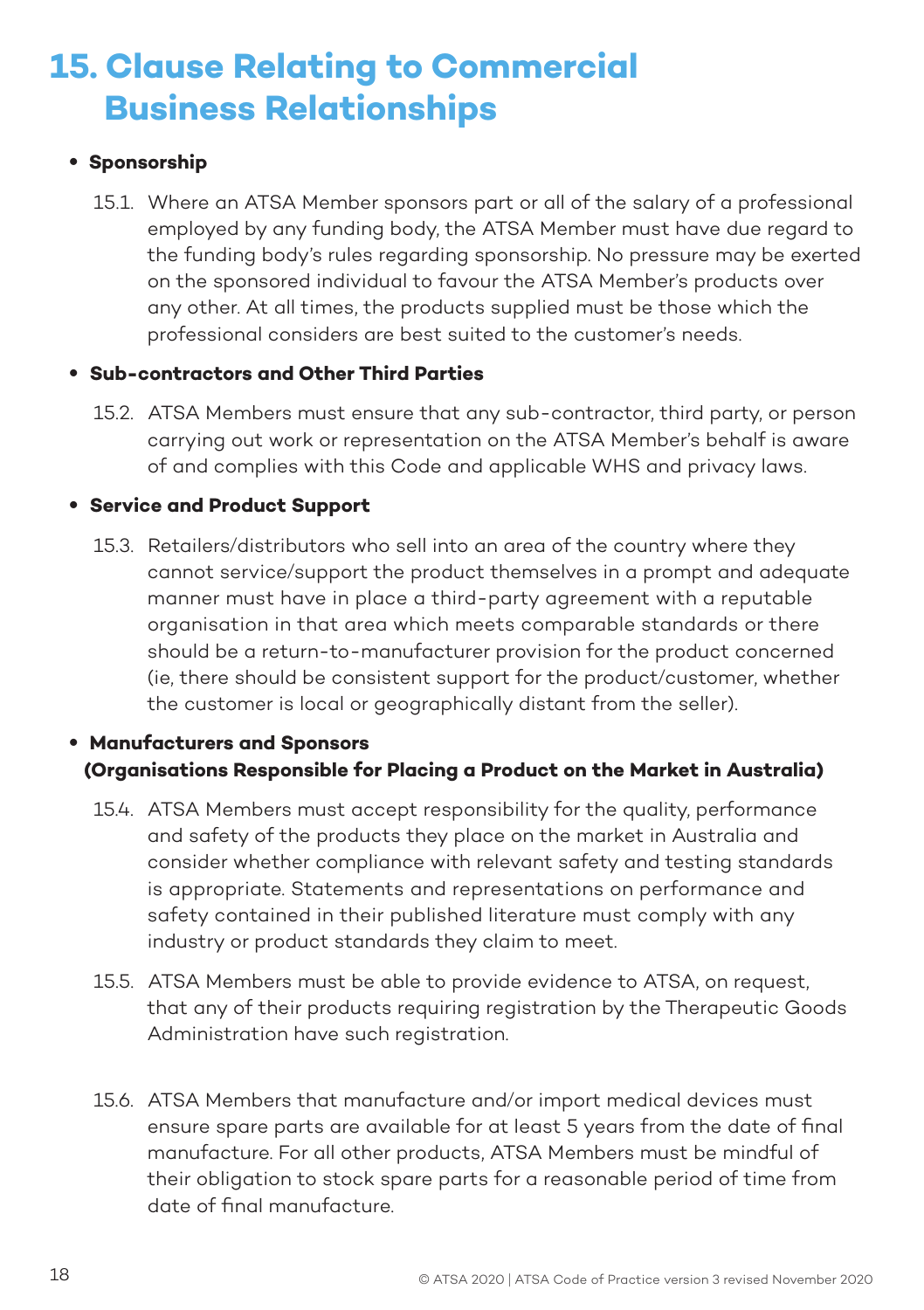# 15. Clause Relating to Commercial Business Relationships

- **Sponsorship**

15.1. Where an ATSA Member sponsors part or all of the salary of a professional employed by any funding body, the ATSA Member must have due regard to the funding body's rules regarding sponsorship. No pressure may be exerted on the sponsored individual to favour the ATSA Member's products over any other. At all times, the products supplied must be those which the professional considers are best suited to the customer's needs.

- **Sub-contractors and Other Third Parties**

15.2. ATSA Members must ensure that any sub-contractor, third party, or person carrying out work or representation on the ATSA Member's behalf is aware of and complies with this Code and applicable WHS and privacy laws.

- **Service and Product Support**

15.3. Retailers/distributors who sell into an area of the country where they cannot service/support the product themselves in a prompt and adequate manner must have in place a third-party agreement with a reputable organisation in that area which meets comparable standards or there should be a return-to-manufacturer provision for the product concerned (ie, there should be consistent support for the product/customer, whether the customer is local or geographically distant from the seller).

- **Manufacturers and Sponsors (Organisations Responsible for Placing a Product on the Market in Australia)**

15.4. ATSA Members must accept responsibility for the quality, performance and safety of the products they place on the market in Australia and consider whether compliance with relevant safety and testing standards is appropriate. Statements and representations on performance and safety contained in their published literature must comply with any industry or product standards they claim to meet.

15.5. ATSA Members must be able to provide evidence to ATSA, on request, that any of their products requiring registration by the Therapeutic Goods Administration have such registration.

15.6. ATSA Members that manufacture and/or import medical devices must ensure spare parts are available for at least 5 years from the date of final manufacture. For all other products, ATSA Members must be mindful of their obligation to stock spare parts for a reasonable period of time from date of final manufacture.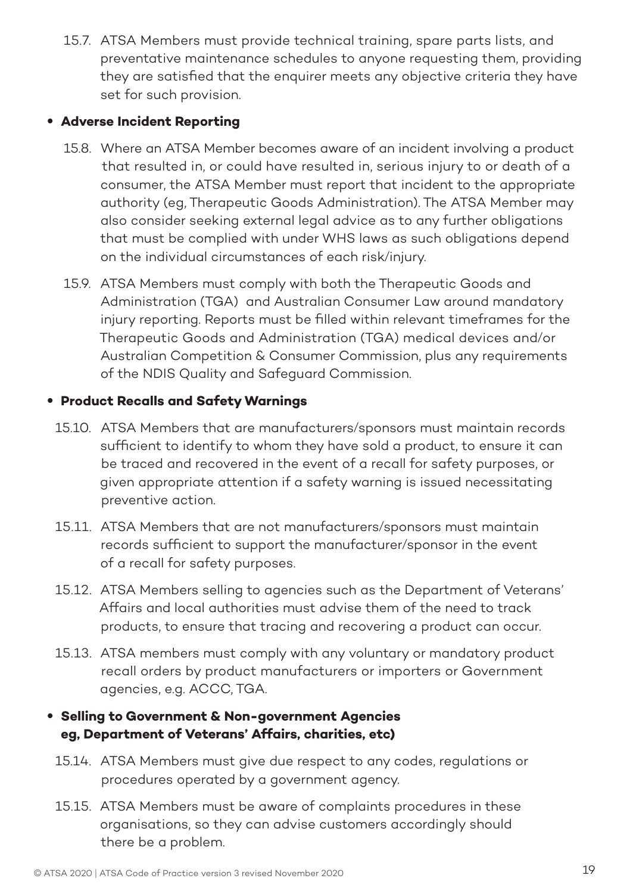15.7. ATSA Members must provide technical training, spare parts lists, and preventative maintenance schedules to anyone requesting them, providing they are satisfied that the enquirer meets any objective criteria they have set for such provision.

- **Adverse Incident Reporting**

15.8. Where an ATSA Member becomes aware of an incident involving a product that resulted in, or could have resulted in, serious injury to or death of a consumer, the ATSA Member must report that incident to the appropriate authority (eg, Therapeutic Goods Administration). The ATSA Member may also consider seeking external legal advice as to any further obligations that must be complied with under WHS laws as such obligations depend on the individual circumstances of each risk/injury.

15.9. ATSA Members must comply with both the Therapeutic Goods and Administration (TGA) and Australian Consumer Law around mandatory injury reporting. Reports must be filled within relevant timeframes for the Therapeutic Goods and Administration (TGA) medical devices and/or Australian Competition & Consumer Commission, plus any requirements of the NDIS Quality and Safeguard Commission.

- **Product Recalls and Safety Warnings**

15.10. ATSA Members that are manufacturers/sponsors must maintain records sufficient to identify to whom they have sold a product, to ensure it can be traced and recovered in the event of a recall for safety purposes, or given appropriate attention if a safety warning is issued necessitating preventive action.

15.11. ATSA Members that are not manufacturers/sponsors must maintain records sufficient to support the manufacturer/sponsor in the event of a recall for safety purposes.

15.12. ATSA Members selling to agencies such as the Department of Veterans' Affairs and local authorities must advise them of the need to track products, to ensure that tracing and recovering a product can occur.

15.13. ATSA members must comply with any voluntary or mandatory product recall orders by product manufacturers or importers or Government agencies, e.g. ACCC, TGA.

- **Selling to Government & Non-government Agencies eg, Department of Veterans' Affairs, charities, etc)**

15.14. ATSA Members must give due respect to any codes, regulations or procedures operated by a government agency.

15.15. ATSA Members must be aware of complaints procedures in these organisations, so they can advise customers accordingly should there be a problem.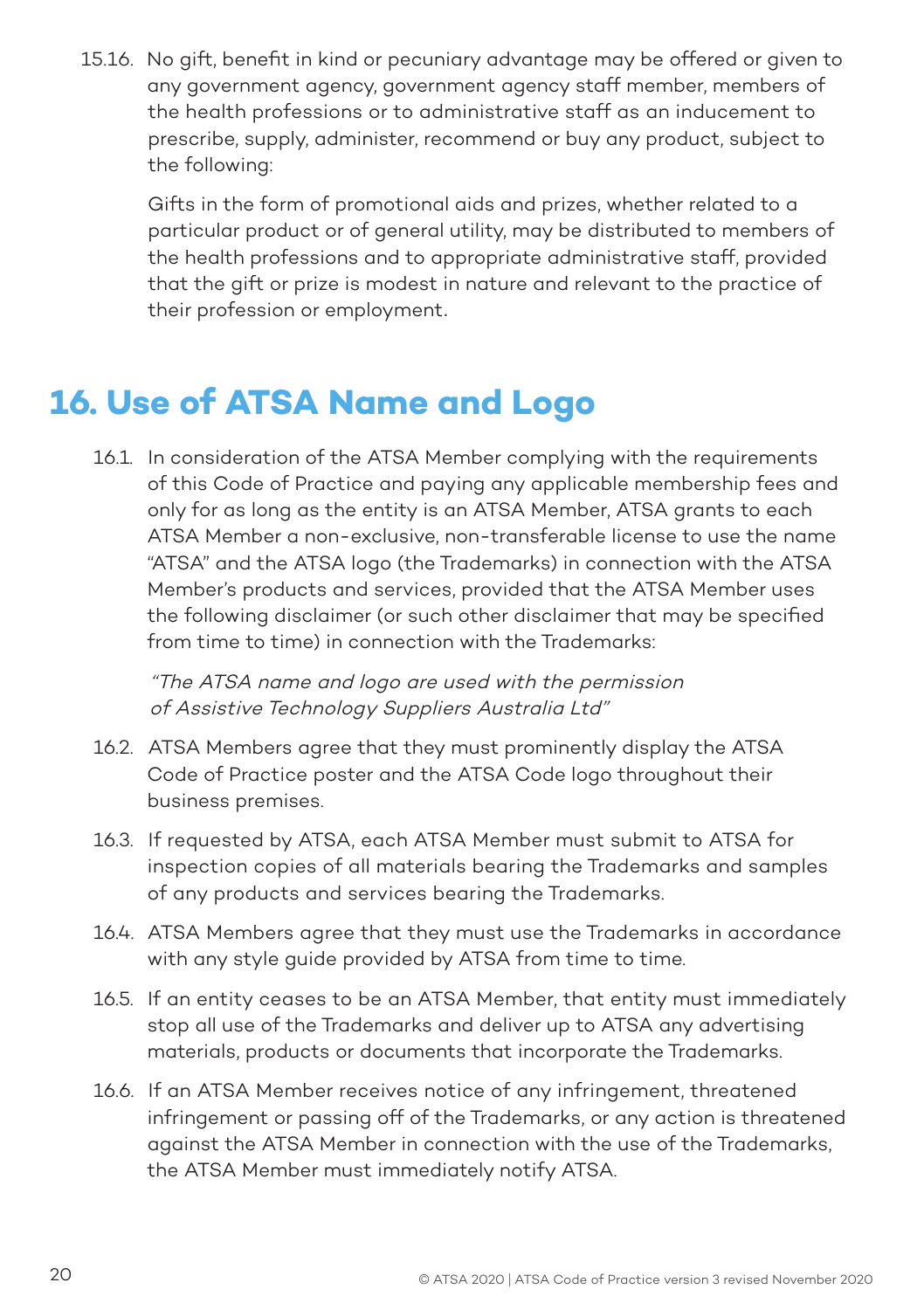15.16. No gift, benefit in kind or pecuniary advantage may be offered or given to any government agency, government agency staff member, members of the health professions or to administrative staff as an inducement to prescribe, supply, administer, recommend or buy any product, subject to the following:

Gifts in the form of promotional aids and prizes, whether related to a particular product or of general utility, may be distributed to members of the health professions and to appropriate administrative staff, provided that the gift or prize is modest in nature and relevant to the practice of their profession or employment.

## 16. Use of ATSA Name and Logo

16.1. In consideration of the ATSA Member complying with the requirements of this Code of Practice and paying any applicable membership fees and only for as long as the entity is an ATSA Member, ATSA grants to each ATSA Member a non-exclusive, non-transferable license to use the name "ATSA" and the ATSA logo (the Trademarks) in connection with the ATSA Member's products and services, provided that the ATSA Member uses the following disclaimer (or such other disclaimer that may be specified from time to time) in connection with the Trademarks:

*"The ATSA name and logo are used with the permission of Assistive Technology Suppliers Australia Ltd"*

16.2. ATSA Members agree that they must prominently display the ATSA Code of Practice poster and the ATSA Code logo throughout their business premises.

16.3. If requested by ATSA, each ATSA Member must submit to ATSA for inspection copies of all materials bearing the Trademarks and samples of any products and services bearing the Trademarks.

16.4. ATSA Members agree that they must use the Trademarks in accordance with any style guide provided by ATSA from time to time.

16.5. If an entity ceases to be an ATSA Member, that entity must immediately stop all use of the Trademarks and deliver up to ATSA any advertising materials, products or documents that incorporate the Trademarks.

16.6. If an ATSA Member receives notice of any infringement, threatened infringement or passing off of the Trademarks, or any action is threatened against the ATSA Member in connection with the use of the Trademarks, the ATSA Member must immediately notify ATSA.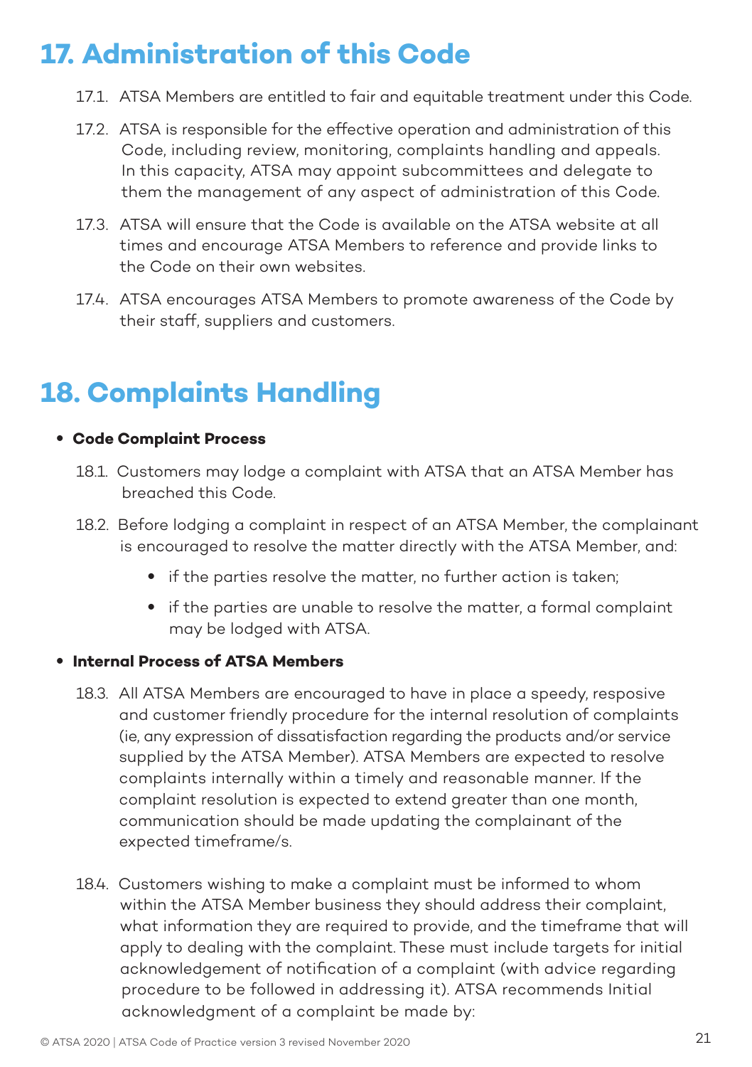# 17. Administration of this Code

17.1. ATSA Members are entitled to fair and equitable treatment under this Code.

17.2. ATSA is responsible for the effective operation and administration of this Code, including review, monitoring, complaints handling and appeals. In this capacity, ATSA may appoint subcommittees and delegate to them the management of any aspect of administration of this Code.

17.3. ATSA will ensure that the Code is available on the ATSA website at all times and encourage ATSA Members to reference and provide links to the Code on their own websites.

17.4. ATSA encourages ATSA Members to promote awareness of the Code by their staff, suppliers and customers.

# 18. Complaints Handling

- **Code Complaint Process**

18.1. Customers may lodge a complaint with ATSA that an ATSA Member has breached this Code.

18.2. Before lodging a complaint in respect of an ATSA Member, the complainant is encouraged to resolve the matter directly with the ATSA Member, and:

- if the parties resolve the matter, no further action is taken;
- if the parties are unable to resolve the matter, a formal complaint may be lodged with ATSA.

- **Internal Process of ATSA Members**

18.3. All ATSA Members are encouraged to have in place a speedy, resposive and customer friendly procedure for the internal resolution of complaints (ie, any expression of dissatisfaction regarding the products and/or service supplied by the ATSA Member). ATSA Members are expected to resolve complaints internally within a timely and reasonable manner. If the complaint resolution is expected to extend greater than one month, communication should be made updating the complainant of the expected timeframe/s.

18.4. Customers wishing to make a complaint must be informed to whom within the ATSA Member business they should address their complaint, what information they are required to provide, and the timeframe that will apply to dealing with the complaint. These must include targets for initial acknowledgement of notification of a complaint (with advice regarding procedure to be followed in addressing it). ATSA recommends Initial acknowledgment of a complaint be made by: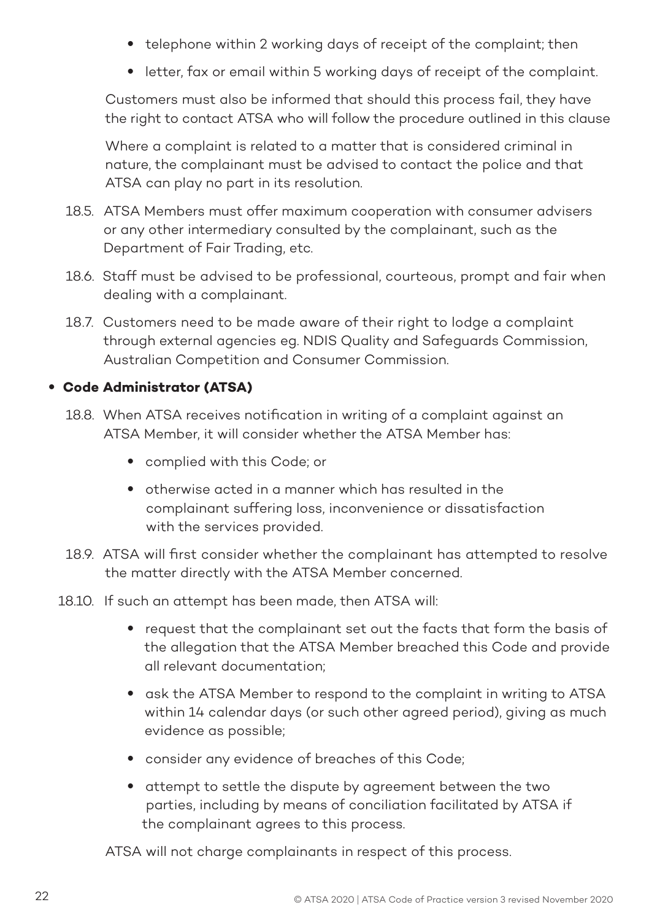- telephone within 2 working days of receipt of the complaint; then
- letter, fax or email within 5 working days of receipt of the complaint.

Customers must also be informed that should this process fail, they have the right to contact ATSA who will follow the procedure outlined in this clause

Where a complaint is related to a matter that is considered criminal in nature, the complainant must be advised to contact the police and that ATSA can play no part in its resolution.

18.5. ATSA Members must offer maximum cooperation with consumer advisers or any other intermediary consulted by the complainant, such as the Department of Fair Trading, etc.

18.6. Staff must be advised to be professional, courteous, prompt and fair when dealing with a complainant.

18.7. Customers need to be made aware of their right to lodge a complaint through external agencies eg. NDIS Quality and Safeguards Commission, Australian Competition and Consumer Commission.

- **Code Administrator (ATSA)**

18.8. When ATSA receives notification in writing of a complaint against an ATSA Member, it will consider whether the ATSA Member has:

- complied with this Code; or
- otherwise acted in a manner which has resulted in the complainant suffering loss, inconvenience or dissatisfaction with the services provided.

18.9. ATSA will first consider whether the complainant has attempted to resolve the matter directly with the ATSA Member concerned.

18.10. If such an attempt has been made, then ATSA will:

- request that the complainant set out the facts that form the basis of the allegation that the ATSA Member breached this Code and provide all relevant documentation;
- ask the ATSA Member to respond to the complaint in writing to ATSA within 14 calendar days (or such other agreed period), giving as much evidence as possible;
- consider any evidence of breaches of this Code;
- attempt to settle the dispute by agreement between the two parties, including by means of conciliation facilitated by ATSA if the complainant agrees to this process.

ATSA will not charge complainants in respect of this process.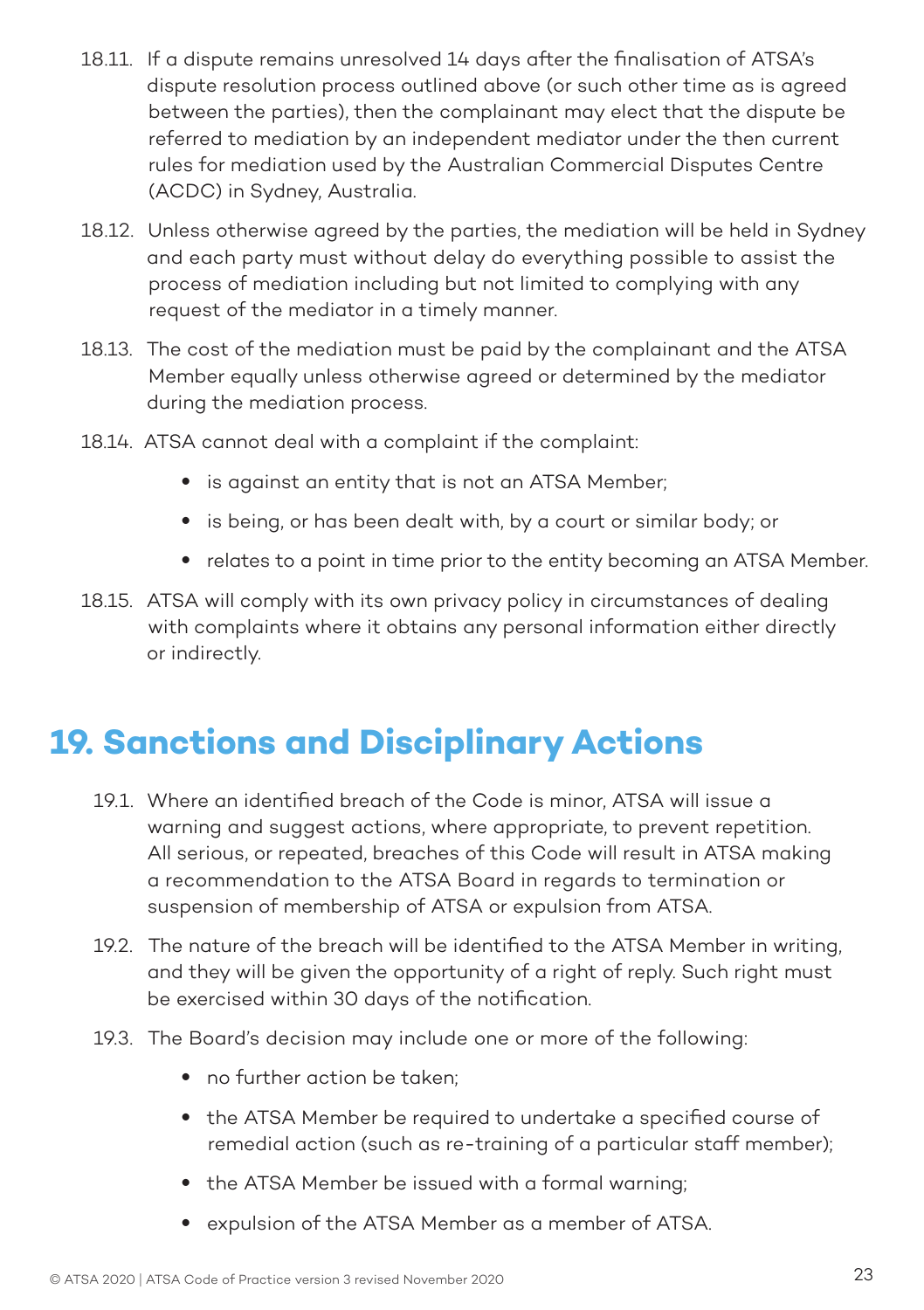18.11. If a dispute remains unresolved 14 days after the finalisation of ATSA's dispute resolution process outlined above (or such other time as is agreed between the parties), then the complainant may elect that the dispute be referred to mediation by an independent mediator under the then current rules for mediation used by the Australian Commercial Disputes Centre (ACDC) in Sydney, Australia.

18.12. Unless otherwise agreed by the parties, the mediation will be held in Sydney and each party must without delay do everything possible to assist the process of mediation including but not limited to complying with any request of the mediator in a timely manner.

18.13. The cost of the mediation must be paid by the complainant and the ATSA Member equally unless otherwise agreed or determined by the mediator during the mediation process.

18.14. ATSA cannot deal with a complaint if the complaint:

- is against an entity that is not an ATSA Member;
- is being, or has been dealt with, by a court or similar body; or
- relates to a point in time prior to the entity becoming an ATSA Member.

18.15. ATSA will comply with its own privacy policy in circumstances of dealing with complaints where it obtains any personal information either directly or indirectly.

# 19. Sanctions and Disciplinary Actions

19.1. Where an identified breach of the Code is minor, ATSA will issue a warning and suggest actions, where appropriate, to prevent repetition. All serious, or repeated, breaches of this Code will result in ATSA making a recommendation to the ATSA Board in regards to termination or suspension of membership of ATSA or expulsion from ATSA.

19.2. The nature of the breach will be identified to the ATSA Member in writing, and they will be given the opportunity of a right of reply. Such right must be exercised within 30 days of the notification.

19.3. The Board's decision may include one or more of the following:

- no further action be taken;
- the ATSA Member be required to undertake a specified course of remedial action (such as re-training of a particular staff member);
- the ATSA Member be issued with a formal warning;
- expulsion of the ATSA Member as a member of ATSA.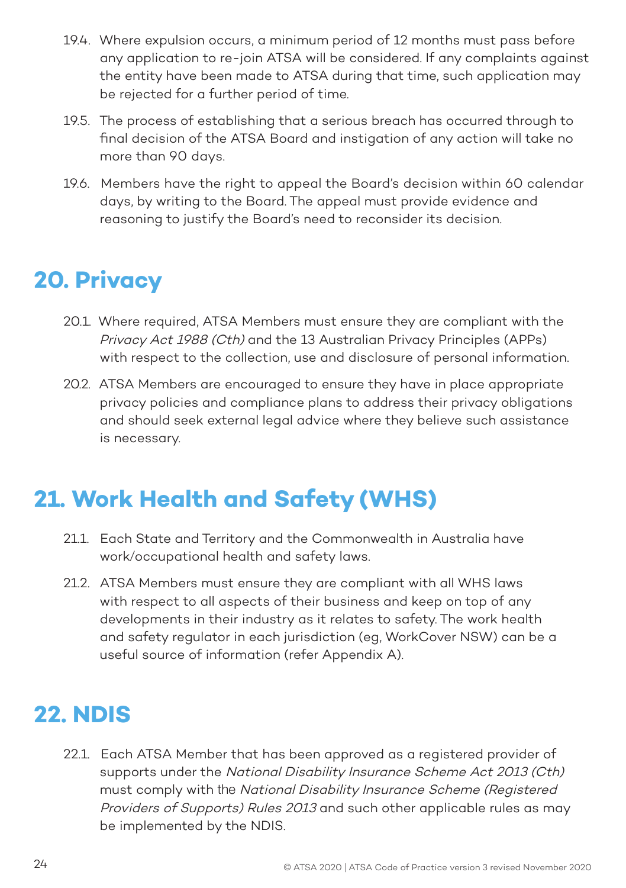19.4. Where expulsion occurs, a minimum period of 12 months must pass before any application to re-join ATSA will be considered. If any complaints against the entity have been made to ATSA during that time, such application may be rejected for a further period of time.

19.5. The process of establishing that a serious breach has occurred through to final decision of the ATSA Board and instigation of any action will take no more than 90 days.

19.6. Members have the right to appeal the Board's decision within 60 calendar days, by writing to the Board. The appeal must provide evidence and reasoning to justify the Board's need to reconsider its decision.

# 20. Privacy

20.1. Where required, ATSA Members must ensure they are compliant with the *Privacy Act 1988 (Cth)* and the 13 Australian Privacy Principles (APPs) with respect to the collection, use and disclosure of personal information.

20.2. ATSA Members are encouraged to ensure they have in place appropriate privacy policies and compliance plans to address their privacy obligations and should seek external legal advice where they believe such assistance is necessary.

# 21. Work Health and Safety (WHS)

21.1. Each State and Territory and the Commonwealth in Australia have work/occupational health and safety laws.

21.2. ATSA Members must ensure they are compliant with all WHS laws with respect to all aspects of their business and keep on top of any developments in their industry as it relates to safety. The work health and safety regulator in each jurisdiction (eg, WorkCover NSW) can be a useful source of information (refer Appendix A).

# 22. NDIS

22.1. Each ATSA Member that has been approved as a registered provider of supports under the *National Disability Insurance Scheme Act 2013 (Cth)* must comply with the *National Disability Insurance Scheme (Registered Providers of Supports) Rules 2013* and such other applicable rules as may be implemented by the NDIS.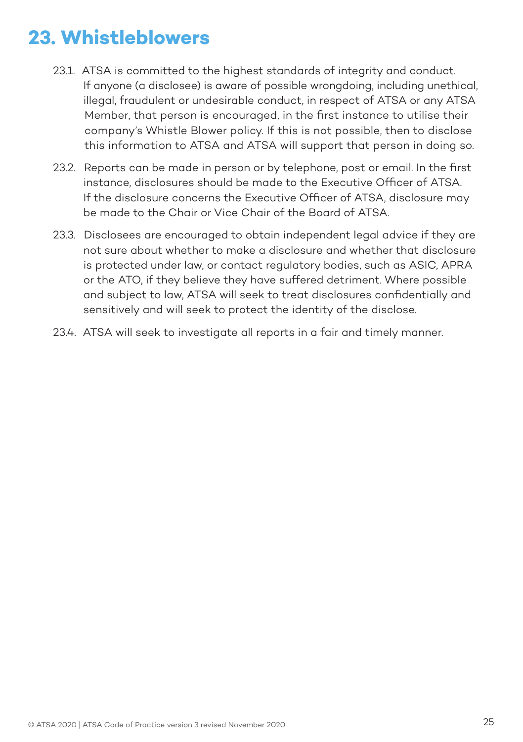# 23. Whistleblowers

23.1. ATSA is committed to the highest standards of integrity and conduct. If anyone (a disclosee) is aware of possible wrongdoing, including unethical, illegal, fraudulent or undesirable conduct, in respect of ATSA or any ATSA Member, that person is encouraged, in the first instance to utilise their company's Whistle Blower policy. If this is not possible, then to disclose this information to ATSA and ATSA will support that person in doing so.

23.2. Reports can be made in person or by telephone, post or email. In the first instance, disclosures should be made to the Executive Officer of ATSA. If the disclosure concerns the Executive Officer of ATSA, disclosure may be made to the Chair or Vice Chair of the Board of ATSA.

23.3. Disclosees are encouraged to obtain independent legal advice if they are not sure about whether to make a disclosure and whether that disclosure is protected under law, or contact regulatory bodies, such as ASIC, APRA or the ATO, if they believe they have suffered detriment. Where possible and subject to law, ATSA will seek to treat disclosures confidentially and sensitively and will seek to protect the identity of the disclose.

23.4. ATSA will seek to investigate all reports in a fair and timely manner.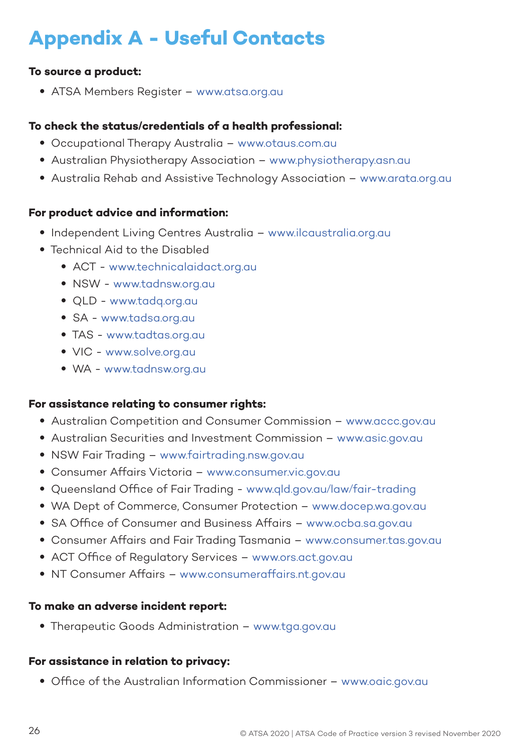# Appendix A - Useful Contacts

**To source a product:**

- ATSA Members Register – www.atsa.org.au

**To check the status/credentials of a health professional:**

- Occupational Therapy Australia – www.otaus.com.au
- Australian Physiotherapy Association – www.physiotherapy.asn.au
- Australia Rehab and Assistive Technology Association – www.arata.org.au

**For product advice and information:**

- Independent Living Centres Australia – www.ilcaustralia.org.au
- Technical Aid to the Disabled
  - ACT - www.technicalaidact.org.au
  - NSW - www.tadnsw.org.au
  - QLD - www.tadq.org.au
  - SA - www.tadsa.org.au
  - TAS - www.tadtas.org.au
  - VIC - www.solve.org.au
  - WA - www.tadnsw.org.au

**For assistance relating to consumer rights:**

- Australian Competition and Consumer Commission – www.accc.gov.au
- Australian Securities and Investment Commission – www.asic.gov.au
- NSW Fair Trading – www.fairtrading.nsw.gov.au
- Consumer Affairs Victoria – www.consumer.vic.gov.au
- Queensland Office of Fair Trading - www.qld.gov.au/law/fair-trading
- WA Dept of Commerce, Consumer Protection – www.docep.wa.gov.au
- SA Office of Consumer and Business Affairs – www.ocba.sa.gov.au
- Consumer Affairs and Fair Trading Tasmania – www.consumer.tas.gov.au
- ACT Office of Regulatory Services – www.ors.act.gov.au
- NT Consumer Affairs – www.consumeraffairs.nt.gov.au

**To make an adverse incident report:**

- Therapeutic Goods Administration – www.tga.gov.au

**For assistance in relation to privacy:**

- Office of the Australian Information Commissioner – www.oaic.gov.au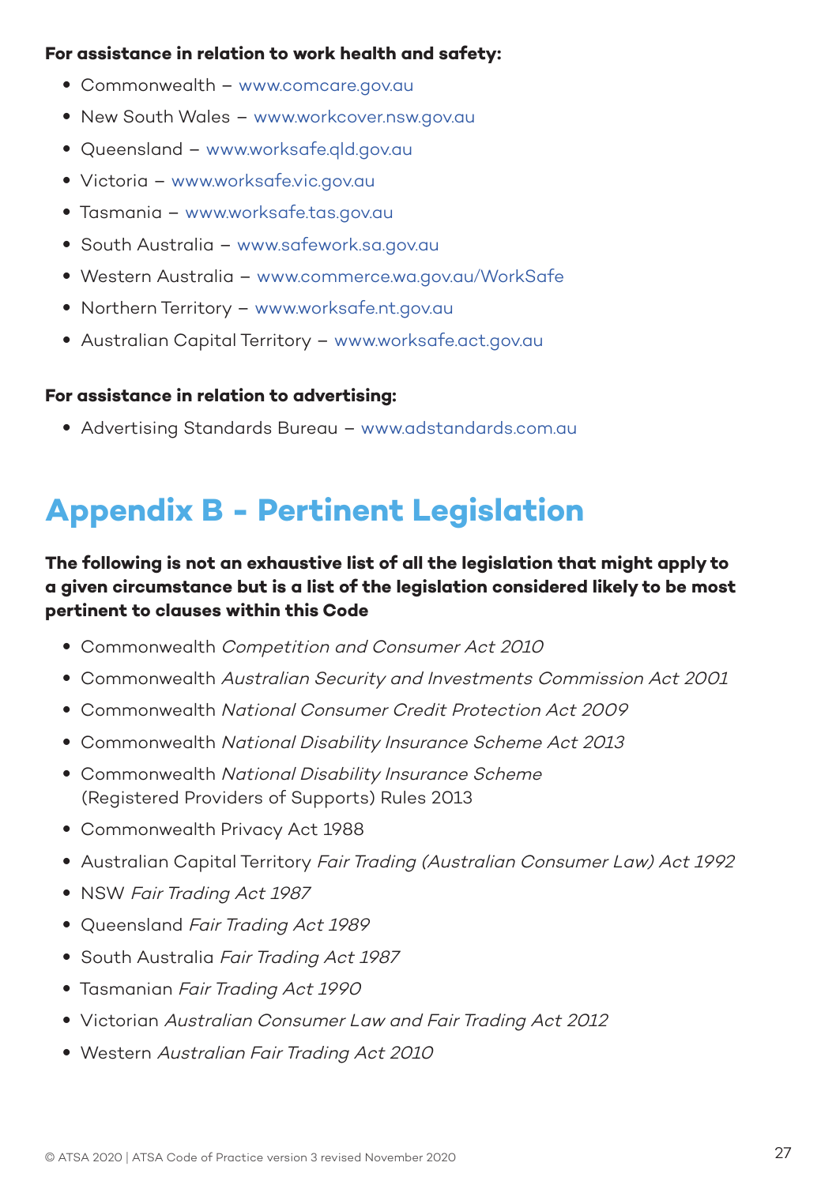**For assistance in relation to work health and safety:**

- Commonwealth – www.comcare.gov.au
- New South Wales – www.workcover.nsw.gov.au
- Queensland – www.worksafe.qld.gov.au
- Victoria – www.worksafe.vic.gov.au
- Tasmania – www.worksafe.tas.gov.au
- South Australia – www.safework.sa.gov.au
- Western Australia – www.commerce.wa.gov.au/WorkSafe
- Northern Territory – www.worksafe.nt.gov.au
- Australian Capital Territory – www.worksafe.act.gov.au

**For assistance in relation to advertising:**

- Advertising Standards Bureau – www.adstandards.com.au

# Appendix B - Pertinent Legislation

**The following is not an exhaustive list of all the legislation that might apply to a given circumstance but is a list of the legislation considered likely to be most pertinent to clauses within this Code**

- Commonwealth *Competition and Consumer Act 2010*
- Commonwealth *Australian Security and Investments Commission Act 2001*
- Commonwealth *National Consumer Credit Protection Act 2009*
- Commonwealth *National Disability Insurance Scheme Act 2013*
- Commonwealth *National Disability Insurance Scheme* (Registered Providers of Supports) Rules 2013
- Commonwealth Privacy Act 1988
- Australian Capital Territory *Fair Trading (Australian Consumer Law) Act 1992*
- NSW *Fair Trading Act 1987*
- Queensland *Fair Trading Act 1989*
- South Australia *Fair Trading Act 1987*
- Tasmanian *Fair Trading Act 1990*
- Victorian *Australian Consumer Law and Fair Trading Act 2012*
- Western *Australian Fair Trading Act 2010*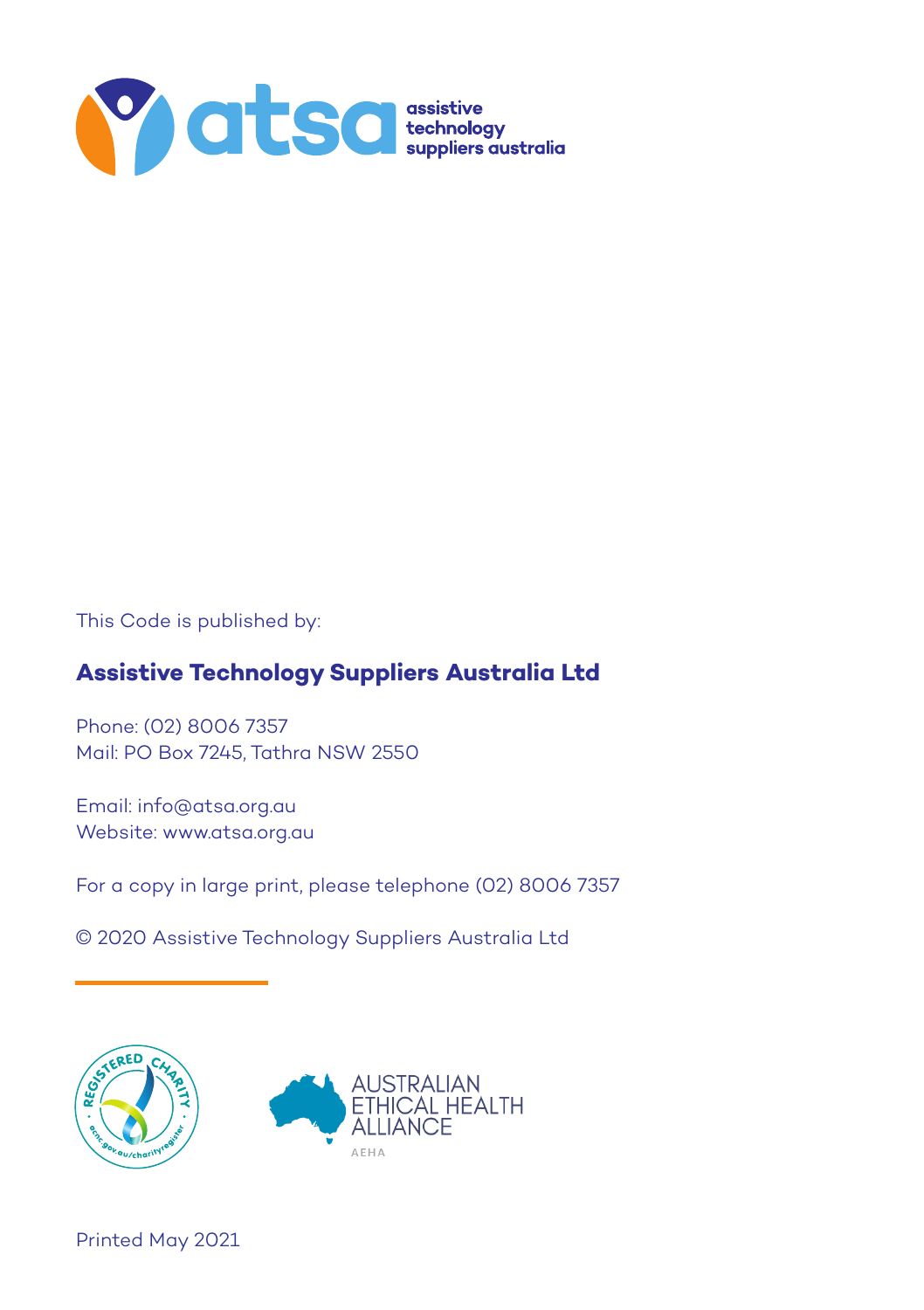atsa assistive technology suppliers australia

This Code is published by:

**Assistive Technology Suppliers Australia Ltd**

Phone: (02) 8006 7357
Mail: PO Box 7245, Tathra NSW 2550

Email: info@atsa.org.au
Website: www.atsa.org.au

For a copy in large print, please telephone (02) 8006 7357

© 2020 Assistive Technology Suppliers Australia Ltd

REGISTERED CHARITY acnc.gov.au/charityregister

AUSTRALIAN ETHICAL HEALTH ALLIANCE
AEHA

Printed May 2021